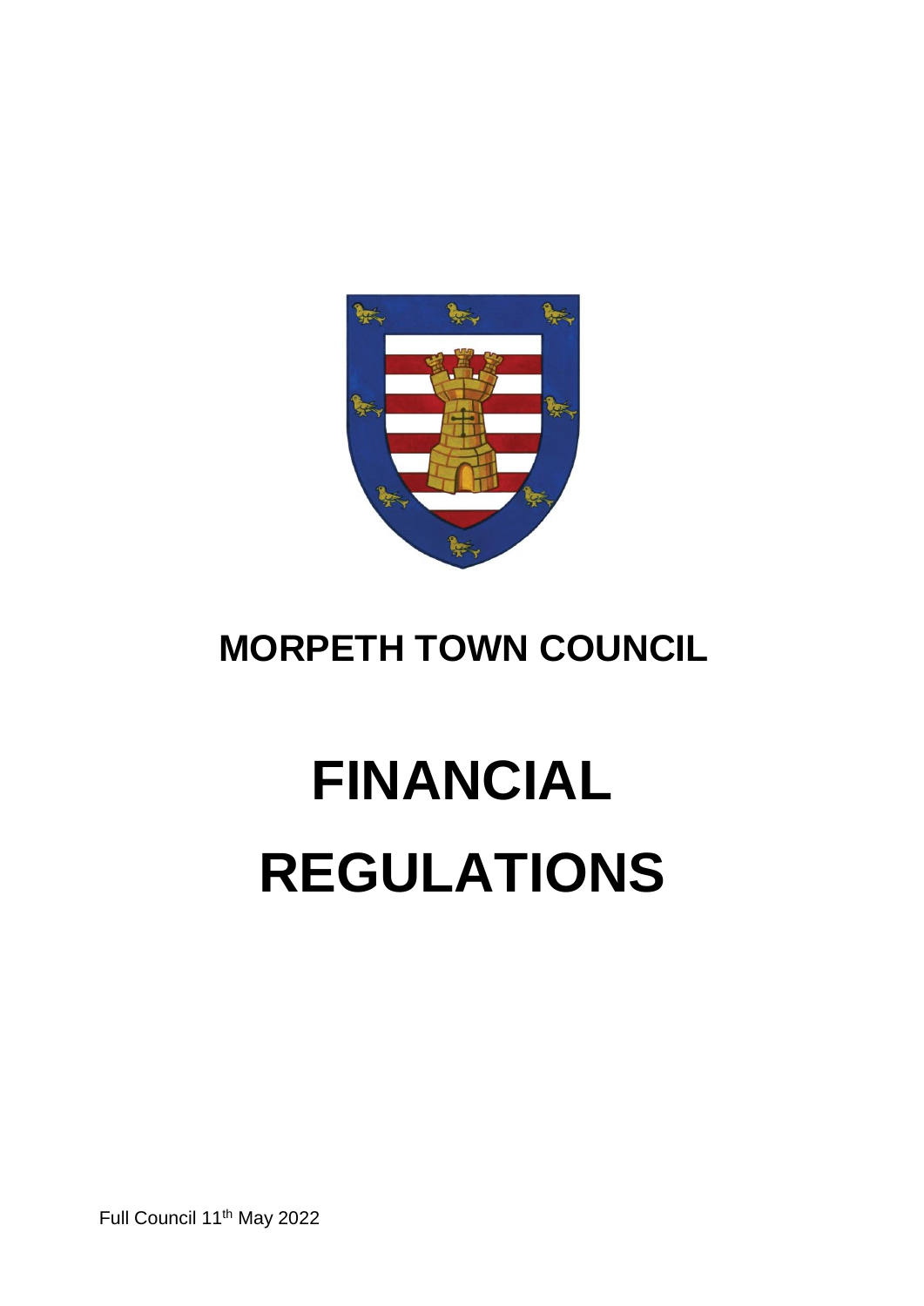# MORPETH TOWN COUNCIL

# FINANCIAL REGULATIONS

Full Council 11th May 2022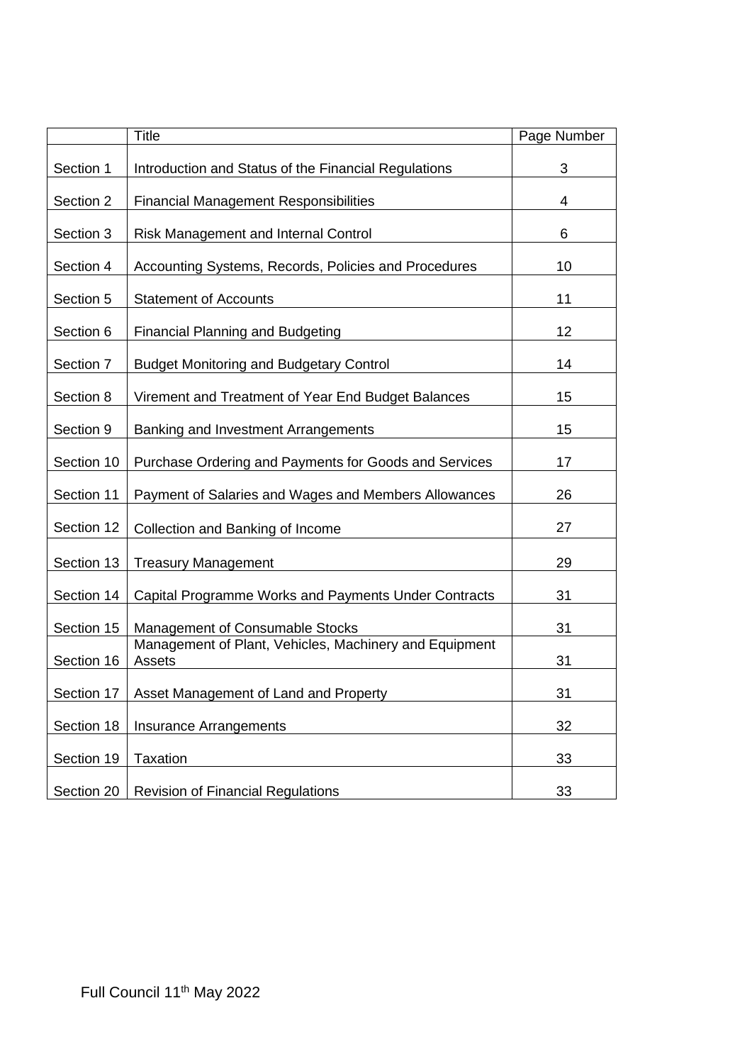|  | Title | Page Number |
|---|---|---|
| Section 1 | Introduction and Status of the Financial Regulations | 3 |
| Section 2 | Financial Management Responsibilities | 4 |
| Section 3 | Risk Management and Internal Control | 6 |
| Section 4 | Accounting Systems, Records, Policies and Procedures | 10 |
| Section 5 | Statement of Accounts | 11 |
| Section 6 | Financial Planning and Budgeting | 12 |
| Section 7 | Budget Monitoring and Budgetary Control | 14 |
| Section 8 | Virement and Treatment of Year End Budget Balances | 15 |
| Section 9 | Banking and Investment Arrangements | 15 |
| Section 10 | Purchase Ordering and Payments for Goods and Services | 17 |
| Section 11 | Payment of Salaries and Wages and Members Allowances | 26 |
| Section 12 | Collection and Banking of Income | 27 |
| Section 13 | Treasury Management | 29 |
| Section 14 | Capital Programme Works and Payments Under Contracts | 31 |
| Section 15 | Management of Consumable Stocks | 31 |
| Section 16 | Management of Plant, Vehicles, Machinery and Equipment Assets | 31 |
| Section 17 | Asset Management of Land and Property | 31 |
| Section 18 | Insurance Arrangements | 32 |
| Section 19 | Taxation | 33 |
| Section 20 | Revision of Financial Regulations | 33 |

Full Council 11th May 2022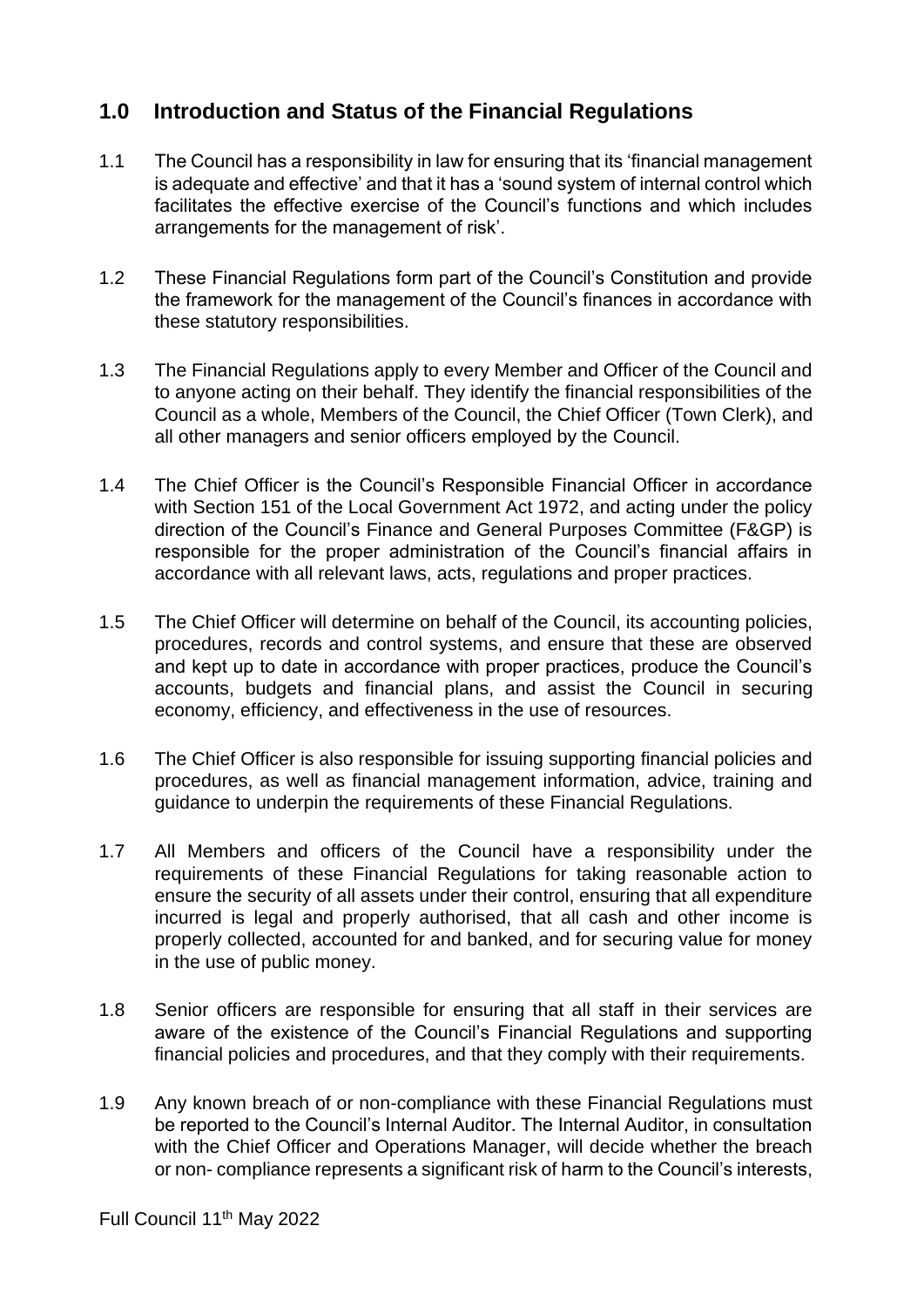## 1.0 Introduction and Status of the Financial Regulations

1.1 The Council has a responsibility in law for ensuring that its 'financial management is adequate and effective' and that it has a 'sound system of internal control which facilitates the effective exercise of the Council's functions and which includes arrangements for the management of risk'.

1.2 These Financial Regulations form part of the Council's Constitution and provide the framework for the management of the Council's finances in accordance with these statutory responsibilities.

1.3 The Financial Regulations apply to every Member and Officer of the Council and to anyone acting on their behalf. They identify the financial responsibilities of the Council as a whole, Members of the Council, the Chief Officer (Town Clerk), and all other managers and senior officers employed by the Council.

1.4 The Chief Officer is the Council's Responsible Financial Officer in accordance with Section 151 of the Local Government Act 1972, and acting under the policy direction of the Council's Finance and General Purposes Committee (F&GP) is responsible for the proper administration of the Council's financial affairs in accordance with all relevant laws, acts, regulations and proper practices.

1.5 The Chief Officer will determine on behalf of the Council, its accounting policies, procedures, records and control systems, and ensure that these are observed and kept up to date in accordance with proper practices, produce the Council's accounts, budgets and financial plans, and assist the Council in securing economy, efficiency, and effectiveness in the use of resources.

1.6 The Chief Officer is also responsible for issuing supporting financial policies and procedures, as well as financial management information, advice, training and guidance to underpin the requirements of these Financial Regulations.

1.7 All Members and officers of the Council have a responsibility under the requirements of these Financial Regulations for taking reasonable action to ensure the security of all assets under their control, ensuring that all expenditure incurred is legal and properly authorised, that all cash and other income is properly collected, accounted for and banked, and for securing value for money in the use of public money.

1.8 Senior officers are responsible for ensuring that all staff in their services are aware of the existence of the Council's Financial Regulations and supporting financial policies and procedures, and that they comply with their requirements.

1.9 Any known breach of or non-compliance with these Financial Regulations must be reported to the Council's Internal Auditor. The Internal Auditor, in consultation with the Chief Officer and Operations Manager, will decide whether the breach or non- compliance represents a significant risk of harm to the Council's interests,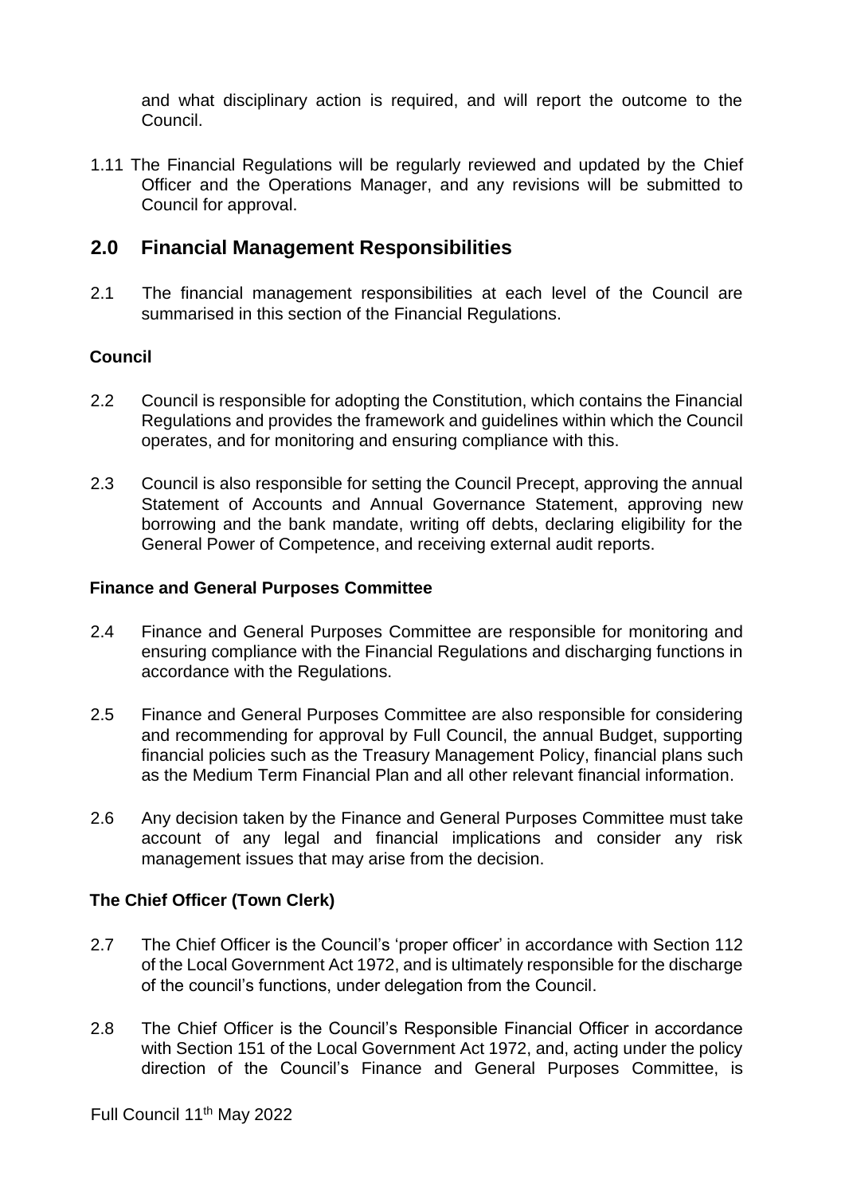and what disciplinary action is required, and will report the outcome to the Council.

1.11 The Financial Regulations will be regularly reviewed and updated by the Chief Officer and the Operations Manager, and any revisions will be submitted to Council for approval.

## 2.0 Financial Management Responsibilities

2.1 The financial management responsibilities at each level of the Council are summarised in this section of the Financial Regulations.

### Council

2.2 Council is responsible for adopting the Constitution, which contains the Financial Regulations and provides the framework and guidelines within which the Council operates, and for monitoring and ensuring compliance with this.

2.3 Council is also responsible for setting the Council Precept, approving the annual Statement of Accounts and Annual Governance Statement, approving new borrowing and the bank mandate, writing off debts, declaring eligibility for the General Power of Competence, and receiving external audit reports.

### Finance and General Purposes Committee

2.4 Finance and General Purposes Committee are responsible for monitoring and ensuring compliance with the Financial Regulations and discharging functions in accordance with the Regulations.

2.5 Finance and General Purposes Committee are also responsible for considering and recommending for approval by Full Council, the annual Budget, supporting financial policies such as the Treasury Management Policy, financial plans such as the Medium Term Financial Plan and all other relevant financial information.

2.6 Any decision taken by the Finance and General Purposes Committee must take account of any legal and financial implications and consider any risk management issues that may arise from the decision.

### The Chief Officer (Town Clerk)

2.7 The Chief Officer is the Council's 'proper officer' in accordance with Section 112 of the Local Government Act 1972, and is ultimately responsible for the discharge of the council's functions, under delegation from the Council.

2.8 The Chief Officer is the Council's Responsible Financial Officer in accordance with Section 151 of the Local Government Act 1972, and, acting under the policy direction of the Council's Finance and General Purposes Committee, is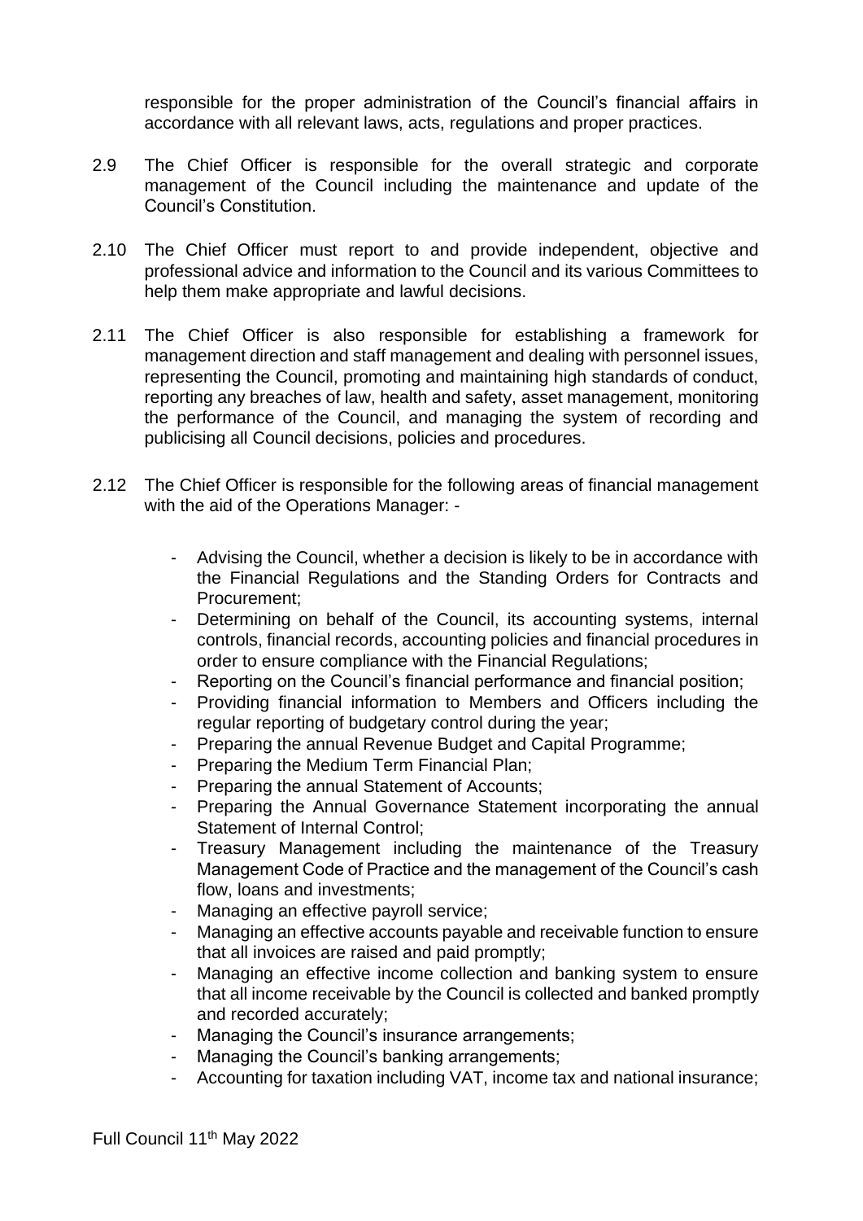responsible for the proper administration of the Council's financial affairs in accordance with all relevant laws, acts, regulations and proper practices.

2.9 The Chief Officer is responsible for the overall strategic and corporate management of the Council including the maintenance and update of the Council's Constitution.

2.10 The Chief Officer must report to and provide independent, objective and professional advice and information to the Council and its various Committees to help them make appropriate and lawful decisions.

2.11 The Chief Officer is also responsible for establishing a framework for management direction and staff management and dealing with personnel issues, representing the Council, promoting and maintaining high standards of conduct, reporting any breaches of law, health and safety, asset management, monitoring the performance of the Council, and managing the system of recording and publicising all Council decisions, policies and procedures.

2.12 The Chief Officer is responsible for the following areas of financial management with the aid of the Operations Manager: -

- Advising the Council, whether a decision is likely to be in accordance with the Financial Regulations and the Standing Orders for Contracts and Procurement;
- Determining on behalf of the Council, its accounting systems, internal controls, financial records, accounting policies and financial procedures in order to ensure compliance with the Financial Regulations;
- Reporting on the Council's financial performance and financial position;
- Providing financial information to Members and Officers including the regular reporting of budgetary control during the year;
- Preparing the annual Revenue Budget and Capital Programme;
- Preparing the Medium Term Financial Plan;
- Preparing the annual Statement of Accounts;
- Preparing the Annual Governance Statement incorporating the annual Statement of Internal Control;
- Treasury Management including the maintenance of the Treasury Management Code of Practice and the management of the Council's cash flow, loans and investments;
- Managing an effective payroll service;
- Managing an effective accounts payable and receivable function to ensure that all invoices are raised and paid promptly;
- Managing an effective income collection and banking system to ensure that all income receivable by the Council is collected and banked promptly and recorded accurately;
- Managing the Council's insurance arrangements;
- Managing the Council's banking arrangements;
- Accounting for taxation including VAT, income tax and national insurance;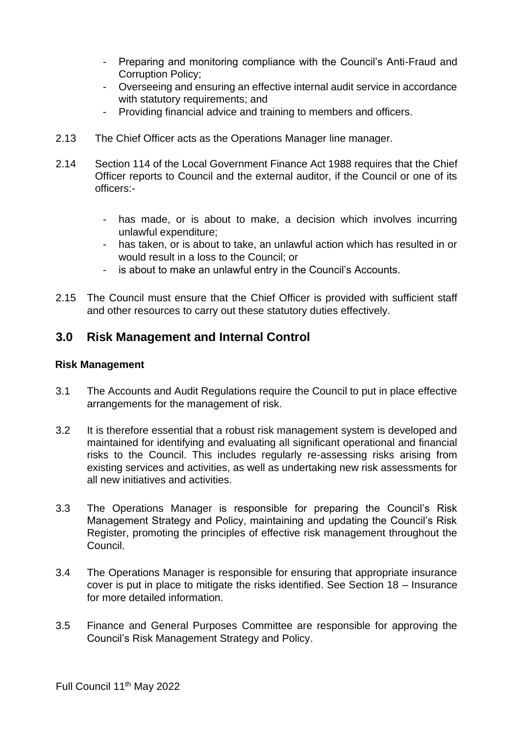- Preparing and monitoring compliance with the Council's Anti-Fraud and Corruption Policy;
- Overseeing and ensuring an effective internal audit service in accordance with statutory requirements; and
- Providing financial advice and training to members and officers.

2.13 The Chief Officer acts as the Operations Manager line manager.

2.14 Section 114 of the Local Government Finance Act 1988 requires that the Chief Officer reports to Council and the external auditor, if the Council or one of its officers:-

- has made, or is about to make, a decision which involves incurring unlawful expenditure;
- has taken, or is about to take, an unlawful action which has resulted in or would result in a loss to the Council; or
- is about to make an unlawful entry in the Council's Accounts.

2.15 The Council must ensure that the Chief Officer is provided with sufficient staff and other resources to carry out these statutory duties effectively.

## 3.0 Risk Management and Internal Control

**Risk Management**

3.1 The Accounts and Audit Regulations require the Council to put in place effective arrangements for the management of risk.

3.2 It is therefore essential that a robust risk management system is developed and maintained for identifying and evaluating all significant operational and financial risks to the Council. This includes regularly re-assessing risks arising from existing services and activities, as well as undertaking new risk assessments for all new initiatives and activities.

3.3 The Operations Manager is responsible for preparing the Council's Risk Management Strategy and Policy, maintaining and updating the Council's Risk Register, promoting the principles of effective risk management throughout the Council.

3.4 The Operations Manager is responsible for ensuring that appropriate insurance cover is put in place to mitigate the risks identified. See Section 18 – Insurance for more detailed information.

3.5 Finance and General Purposes Committee are responsible for approving the Council's Risk Management Strategy and Policy.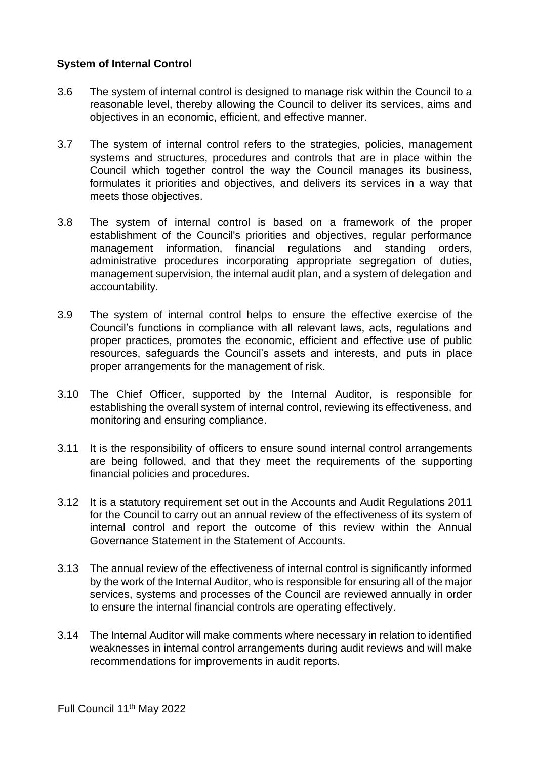**System of Internal Control**

3.6 The system of internal control is designed to manage risk within the Council to a reasonable level, thereby allowing the Council to deliver its services, aims and objectives in an economic, efficient, and effective manner.

3.7 The system of internal control refers to the strategies, policies, management systems and structures, procedures and controls that are in place within the Council which together control the way the Council manages its business, formulates it priorities and objectives, and delivers its services in a way that meets those objectives.

3.8 The system of internal control is based on a framework of the proper establishment of the Council's priorities and objectives, regular performance management information, financial regulations and standing orders, administrative procedures incorporating appropriate segregation of duties, management supervision, the internal audit plan, and a system of delegation and accountability.

3.9 The system of internal control helps to ensure the effective exercise of the Council's functions in compliance with all relevant laws, acts, regulations and proper practices, promotes the economic, efficient and effective use of public resources, safeguards the Council's assets and interests, and puts in place proper arrangements for the management of risk.

3.10 The Chief Officer, supported by the Internal Auditor, is responsible for establishing the overall system of internal control, reviewing its effectiveness, and monitoring and ensuring compliance.

3.11 It is the responsibility of officers to ensure sound internal control arrangements are being followed, and that they meet the requirements of the supporting financial policies and procedures.

3.12 It is a statutory requirement set out in the Accounts and Audit Regulations 2011 for the Council to carry out an annual review of the effectiveness of its system of internal control and report the outcome of this review within the Annual Governance Statement in the Statement of Accounts.

3.13 The annual review of the effectiveness of internal control is significantly informed by the work of the Internal Auditor, who is responsible for ensuring all of the major services, systems and processes of the Council are reviewed annually in order to ensure the internal financial controls are operating effectively.

3.14 The Internal Auditor will make comments where necessary in relation to identified weaknesses in internal control arrangements during audit reviews and will make recommendations for improvements in audit reports.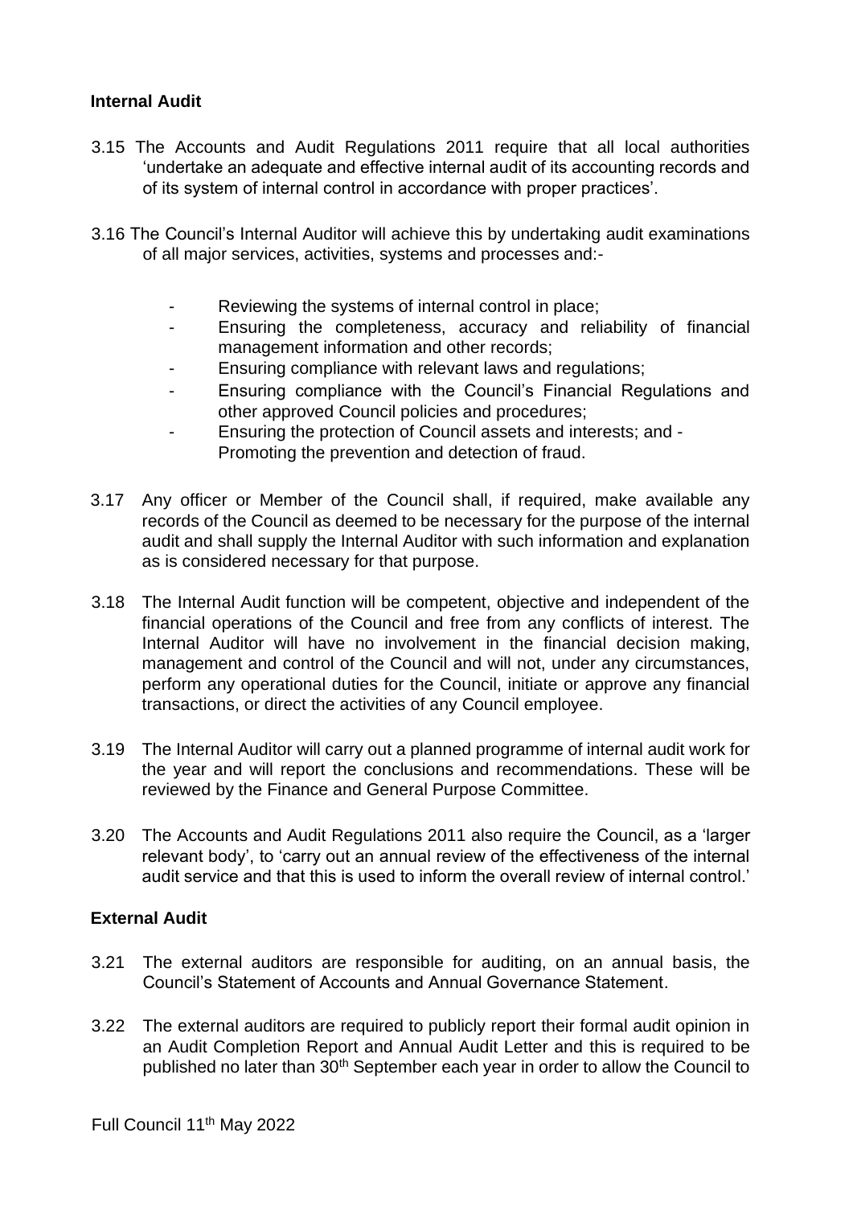### Internal Audit

3.15 The Accounts and Audit Regulations 2011 require that all local authorities 'undertake an adequate and effective internal audit of its accounting records and of its system of internal control in accordance with proper practices'.

3.16 The Council's Internal Auditor will achieve this by undertaking audit examinations of all major services, activities, systems and processes and:-

- Reviewing the systems of internal control in place;
- Ensuring the completeness, accuracy and reliability of financial management information and other records;
- Ensuring compliance with relevant laws and regulations;
- Ensuring compliance with the Council's Financial Regulations and other approved Council policies and procedures;
- Ensuring the protection of Council assets and interests; and - Promoting the prevention and detection of fraud.

3.17 Any officer or Member of the Council shall, if required, make available any records of the Council as deemed to be necessary for the purpose of the internal audit and shall supply the Internal Auditor with such information and explanation as is considered necessary for that purpose.

3.18 The Internal Audit function will be competent, objective and independent of the financial operations of the Council and free from any conflicts of interest. The Internal Auditor will have no involvement in the financial decision making, management and control of the Council and will not, under any circumstances, perform any operational duties for the Council, initiate or approve any financial transactions, or direct the activities of any Council employee.

3.19 The Internal Auditor will carry out a planned programme of internal audit work for the year and will report the conclusions and recommendations. These will be reviewed by the Finance and General Purpose Committee.

3.20 The Accounts and Audit Regulations 2011 also require the Council, as a 'larger relevant body', to 'carry out an annual review of the effectiveness of the internal audit service and that this is used to inform the overall review of internal control.'

### External Audit

3.21 The external auditors are responsible for auditing, on an annual basis, the Council's Statement of Accounts and Annual Governance Statement.

3.22 The external auditors are required to publicly report their formal audit opinion in an Audit Completion Report and Annual Audit Letter and this is required to be published no later than 30th September each year in order to allow the Council to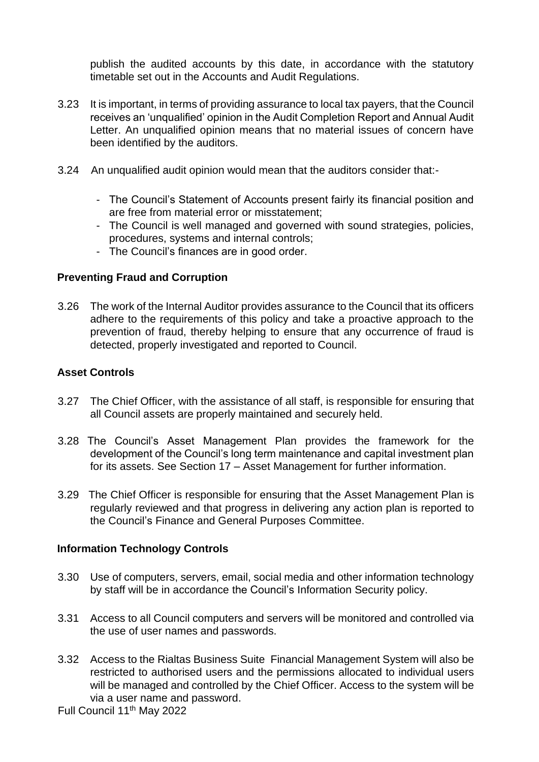publish the audited accounts by this date, in accordance with the statutory timetable set out in the Accounts and Audit Regulations.

3.23 It is important, in terms of providing assurance to local tax payers, that the Council receives an 'unqualified' opinion in the Audit Completion Report and Annual Audit Letter. An unqualified opinion means that no material issues of concern have been identified by the auditors.

3.24 An unqualified audit opinion would mean that the auditors consider that:-

- The Council's Statement of Accounts present fairly its financial position and are free from material error or misstatement;
- The Council is well managed and governed with sound strategies, policies, procedures, systems and internal controls;
- The Council's finances are in good order.

**Preventing Fraud and Corruption**

3.26 The work of the Internal Auditor provides assurance to the Council that its officers adhere to the requirements of this policy and take a proactive approach to the prevention of fraud, thereby helping to ensure that any occurrence of fraud is detected, properly investigated and reported to Council.

**Asset Controls**

3.27 The Chief Officer, with the assistance of all staff, is responsible for ensuring that all Council assets are properly maintained and securely held.

3.28 The Council's Asset Management Plan provides the framework for the development of the Council's long term maintenance and capital investment plan for its assets. See Section 17 – Asset Management for further information.

3.29 The Chief Officer is responsible for ensuring that the Asset Management Plan is regularly reviewed and that progress in delivering any action plan is reported to the Council's Finance and General Purposes Committee.

**Information Technology Controls**

3.30 Use of computers, servers, email, social media and other information technology by staff will be in accordance the Council's Information Security policy.

3.31 Access to all Council computers and servers will be monitored and controlled via the use of user names and passwords.

3.32 Access to the Rialtas Business Suite Financial Management System will also be restricted to authorised users and the permissions allocated to individual users will be managed and controlled by the Chief Officer. Access to the system will be via a user name and password.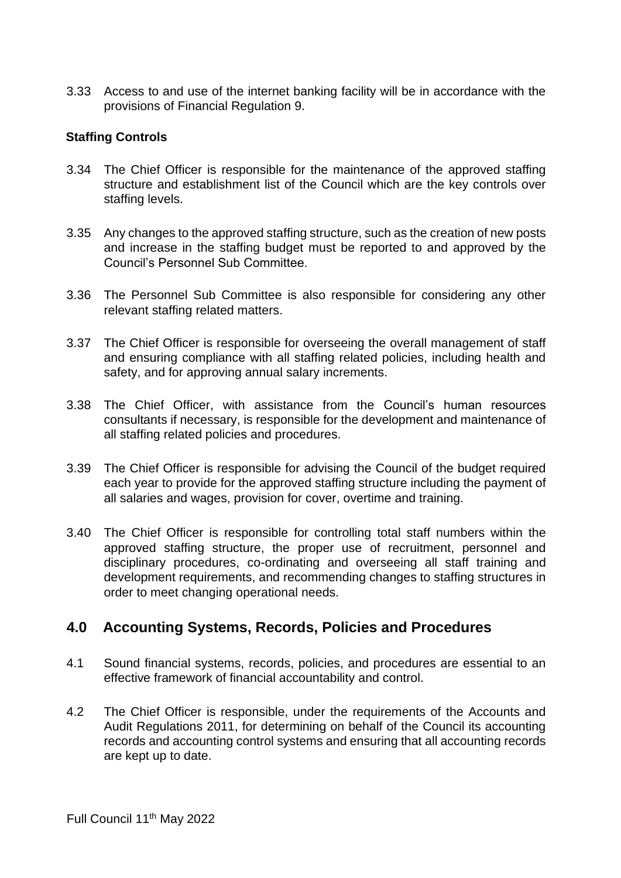3.33 Access to and use of the internet banking facility will be in accordance with the provisions of Financial Regulation 9.

**Staffing Controls**

3.34 The Chief Officer is responsible for the maintenance of the approved staffing structure and establishment list of the Council which are the key controls over staffing levels.

3.35 Any changes to the approved staffing structure, such as the creation of new posts and increase in the staffing budget must be reported to and approved by the Council's Personnel Sub Committee.

3.36 The Personnel Sub Committee is also responsible for considering any other relevant staffing related matters.

3.37 The Chief Officer is responsible for overseeing the overall management of staff and ensuring compliance with all staffing related policies, including health and safety, and for approving annual salary increments.

3.38 The Chief Officer, with assistance from the Council's human resources consultants if necessary, is responsible for the development and maintenance of all staffing related policies and procedures.

3.39 The Chief Officer is responsible for advising the Council of the budget required each year to provide for the approved staffing structure including the payment of all salaries and wages, provision for cover, overtime and training.

3.40 The Chief Officer is responsible for controlling total staff numbers within the approved staffing structure, the proper use of recruitment, personnel and disciplinary procedures, co-ordinating and overseeing all staff training and development requirements, and recommending changes to staffing structures in order to meet changing operational needs.

## 4.0 Accounting Systems, Records, Policies and Procedures

4.1 Sound financial systems, records, policies, and procedures are essential to an effective framework of financial accountability and control.

4.2 The Chief Officer is responsible, under the requirements of the Accounts and Audit Regulations 2011, for determining on behalf of the Council its accounting records and accounting control systems and ensuring that all accounting records are kept up to date.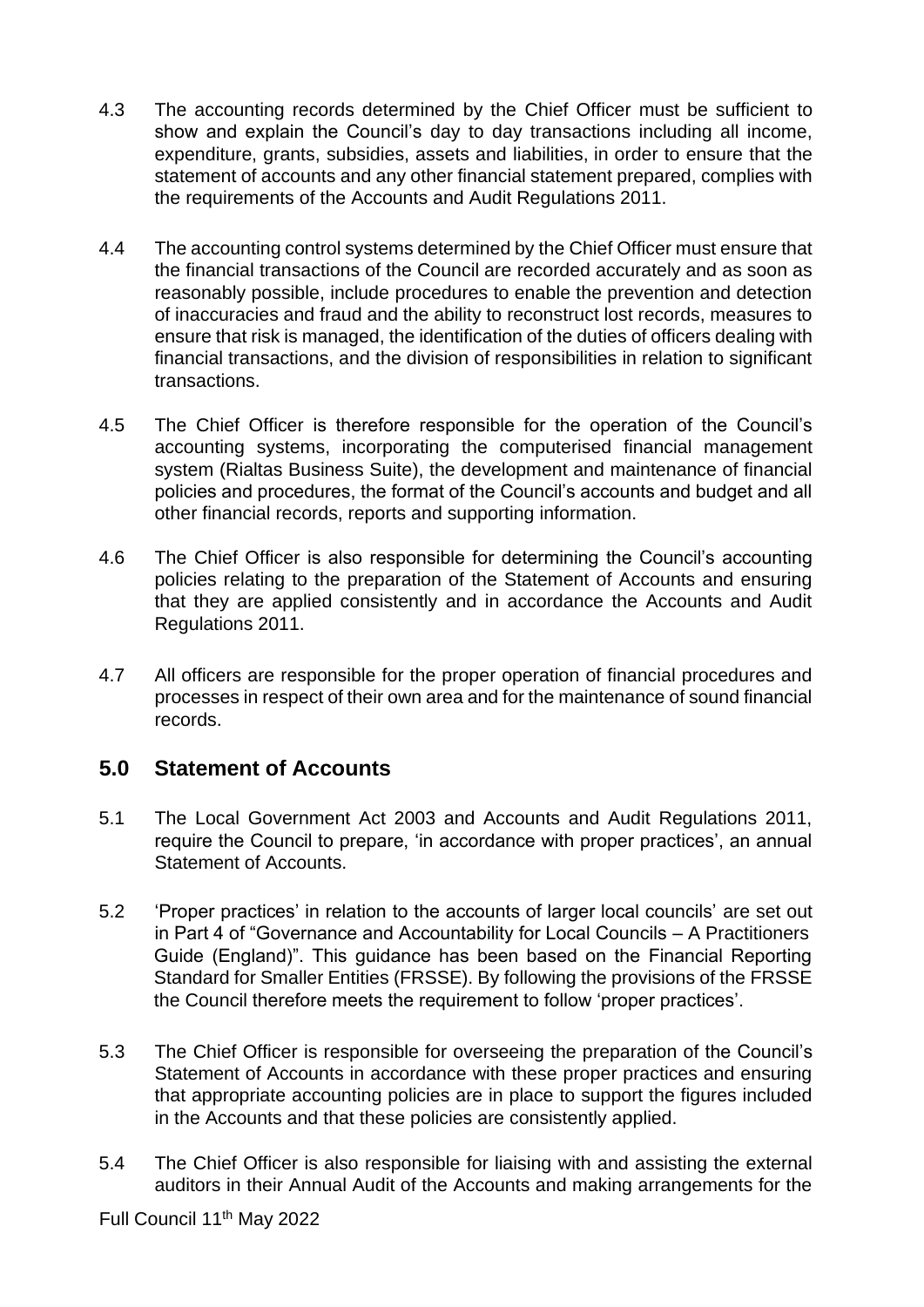4.3 The accounting records determined by the Chief Officer must be sufficient to show and explain the Council's day to day transactions including all income, expenditure, grants, subsidies, assets and liabilities, in order to ensure that the statement of accounts and any other financial statement prepared, complies with the requirements of the Accounts and Audit Regulations 2011.

4.4 The accounting control systems determined by the Chief Officer must ensure that the financial transactions of the Council are recorded accurately and as soon as reasonably possible, include procedures to enable the prevention and detection of inaccuracies and fraud and the ability to reconstruct lost records, measures to ensure that risk is managed, the identification of the duties of officers dealing with financial transactions, and the division of responsibilities in relation to significant transactions.

4.5 The Chief Officer is therefore responsible for the operation of the Council's accounting systems, incorporating the computerised financial management system (Rialtas Business Suite), the development and maintenance of financial policies and procedures, the format of the Council's accounts and budget and all other financial records, reports and supporting information.

4.6 The Chief Officer is also responsible for determining the Council's accounting policies relating to the preparation of the Statement of Accounts and ensuring that they are applied consistently and in accordance the Accounts and Audit Regulations 2011.

4.7 All officers are responsible for the proper operation of financial procedures and processes in respect of their own area and for the maintenance of sound financial records.

## 5.0 Statement of Accounts

5.1 The Local Government Act 2003 and Accounts and Audit Regulations 2011, require the Council to prepare, 'in accordance with proper practices', an annual Statement of Accounts.

5.2 'Proper practices' in relation to the accounts of larger local councils' are set out in Part 4 of "Governance and Accountability for Local Councils – A Practitioners Guide (England)". This guidance has been based on the Financial Reporting Standard for Smaller Entities (FRSSE). By following the provisions of the FRSSE the Council therefore meets the requirement to follow 'proper practices'.

5.3 The Chief Officer is responsible for overseeing the preparation of the Council's Statement of Accounts in accordance with these proper practices and ensuring that appropriate accounting policies are in place to support the figures included in the Accounts and that these policies are consistently applied.

5.4 The Chief Officer is also responsible for liaising with and assisting the external auditors in their Annual Audit of the Accounts and making arrangements for the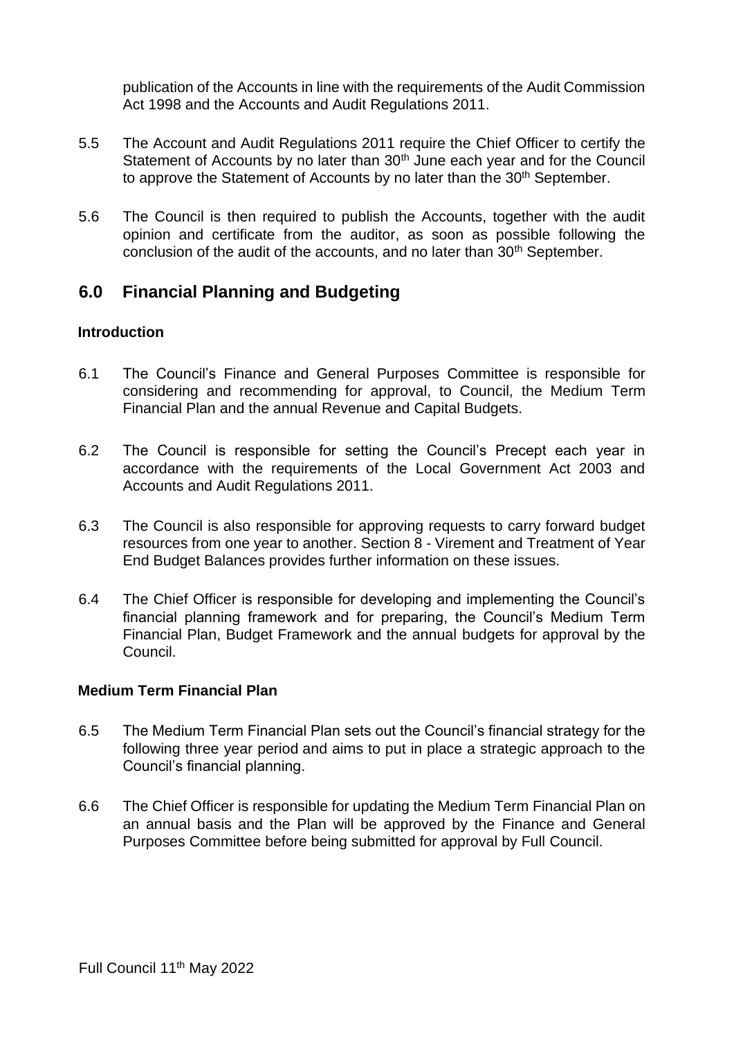publication of the Accounts in line with the requirements of the Audit Commission Act 1998 and the Accounts and Audit Regulations 2011.

5.5 The Account and Audit Regulations 2011 require the Chief Officer to certify the Statement of Accounts by no later than 30th June each year and for the Council to approve the Statement of Accounts by no later than the 30th September.

5.6 The Council is then required to publish the Accounts, together with the audit opinion and certificate from the auditor, as soon as possible following the conclusion of the audit of the accounts, and no later than 30th September.

## 6.0 Financial Planning and Budgeting

### Introduction

6.1 The Council's Finance and General Purposes Committee is responsible for considering and recommending for approval, to Council, the Medium Term Financial Plan and the annual Revenue and Capital Budgets.

6.2 The Council is responsible for setting the Council's Precept each year in accordance with the requirements of the Local Government Act 2003 and Accounts and Audit Regulations 2011.

6.3 The Council is also responsible for approving requests to carry forward budget resources from one year to another. Section 8 - Virement and Treatment of Year End Budget Balances provides further information on these issues.

6.4 The Chief Officer is responsible for developing and implementing the Council's financial planning framework and for preparing, the Council's Medium Term Financial Plan, Budget Framework and the annual budgets for approval by the Council.

### Medium Term Financial Plan

6.5 The Medium Term Financial Plan sets out the Council's financial strategy for the following three year period and aims to put in place a strategic approach to the Council's financial planning.

6.6 The Chief Officer is responsible for updating the Medium Term Financial Plan on an annual basis and the Plan will be approved by the Finance and General Purposes Committee before being submitted for approval by Full Council.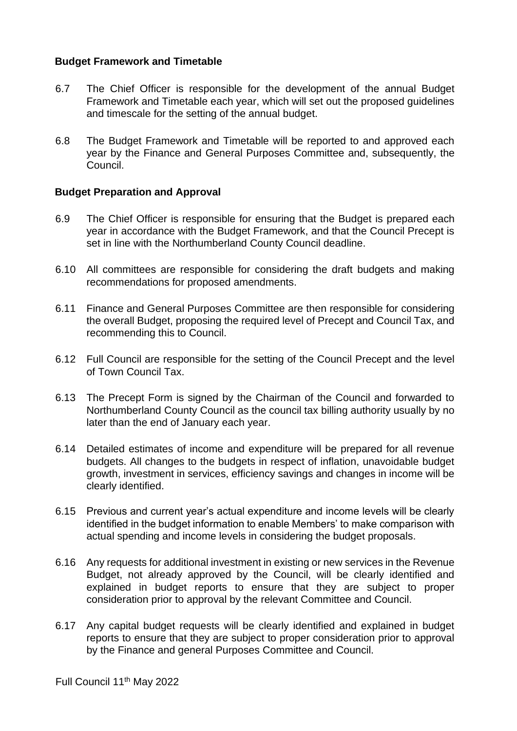**Budget Framework and Timetable**

6.7 The Chief Officer is responsible for the development of the annual Budget Framework and Timetable each year, which will set out the proposed guidelines and timescale for the setting of the annual budget.

6.8 The Budget Framework and Timetable will be reported to and approved each year by the Finance and General Purposes Committee and, subsequently, the Council.

**Budget Preparation and Approval**

6.9 The Chief Officer is responsible for ensuring that the Budget is prepared each year in accordance with the Budget Framework, and that the Council Precept is set in line with the Northumberland County Council deadline.

6.10 All committees are responsible for considering the draft budgets and making recommendations for proposed amendments.

6.11 Finance and General Purposes Committee are then responsible for considering the overall Budget, proposing the required level of Precept and Council Tax, and recommending this to Council.

6.12 Full Council are responsible for the setting of the Council Precept and the level of Town Council Tax.

6.13 The Precept Form is signed by the Chairman of the Council and forwarded to Northumberland County Council as the council tax billing authority usually by no later than the end of January each year.

6.14 Detailed estimates of income and expenditure will be prepared for all revenue budgets. All changes to the budgets in respect of inflation, unavoidable budget growth, investment in services, efficiency savings and changes in income will be clearly identified.

6.15 Previous and current year's actual expenditure and income levels will be clearly identified in the budget information to enable Members' to make comparison with actual spending and income levels in considering the budget proposals.

6.16 Any requests for additional investment in existing or new services in the Revenue Budget, not already approved by the Council, will be clearly identified and explained in budget reports to ensure that they are subject to proper consideration prior to approval by the relevant Committee and Council.

6.17 Any capital budget requests will be clearly identified and explained in budget reports to ensure that they are subject to proper consideration prior to approval by the Finance and general Purposes Committee and Council.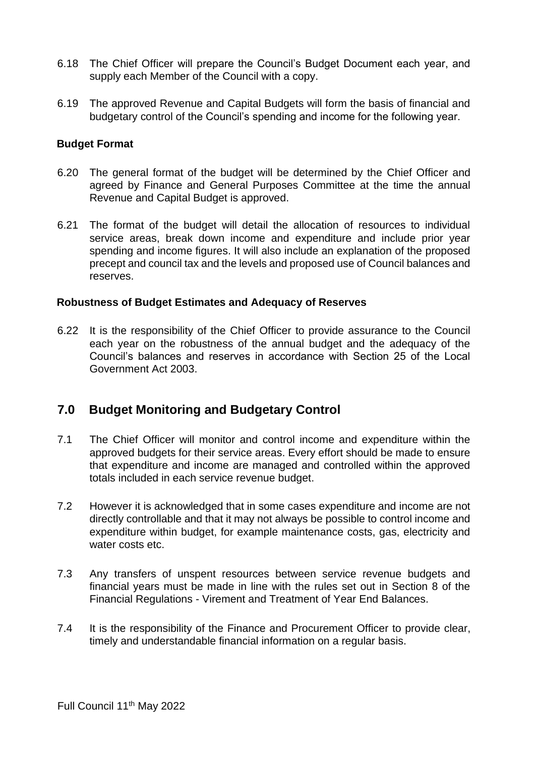6.18 The Chief Officer will prepare the Council's Budget Document each year, and supply each Member of the Council with a copy.

6.19 The approved Revenue and Capital Budgets will form the basis of financial and budgetary control of the Council's spending and income for the following year.

**Budget Format**

6.20 The general format of the budget will be determined by the Chief Officer and agreed by Finance and General Purposes Committee at the time the annual Revenue and Capital Budget is approved.

6.21 The format of the budget will detail the allocation of resources to individual service areas, break down income and expenditure and include prior year spending and income figures. It will also include an explanation of the proposed precept and council tax and the levels and proposed use of Council balances and reserves.

**Robustness of Budget Estimates and Adequacy of Reserves**

6.22 It is the responsibility of the Chief Officer to provide assurance to the Council each year on the robustness of the annual budget and the adequacy of the Council's balances and reserves in accordance with Section 25 of the Local Government Act 2003.

## 7.0 Budget Monitoring and Budgetary Control

7.1 The Chief Officer will monitor and control income and expenditure within the approved budgets for their service areas. Every effort should be made to ensure that expenditure and income are managed and controlled within the approved totals included in each service revenue budget.

7.2 However it is acknowledged that in some cases expenditure and income are not directly controllable and that it may not always be possible to control income and expenditure within budget, for example maintenance costs, gas, electricity and water costs etc.

7.3 Any transfers of unspent resources between service revenue budgets and financial years must be made in line with the rules set out in Section 8 of the Financial Regulations - Virement and Treatment of Year End Balances.

7.4 It is the responsibility of the Finance and Procurement Officer to provide clear, timely and understandable financial information on a regular basis.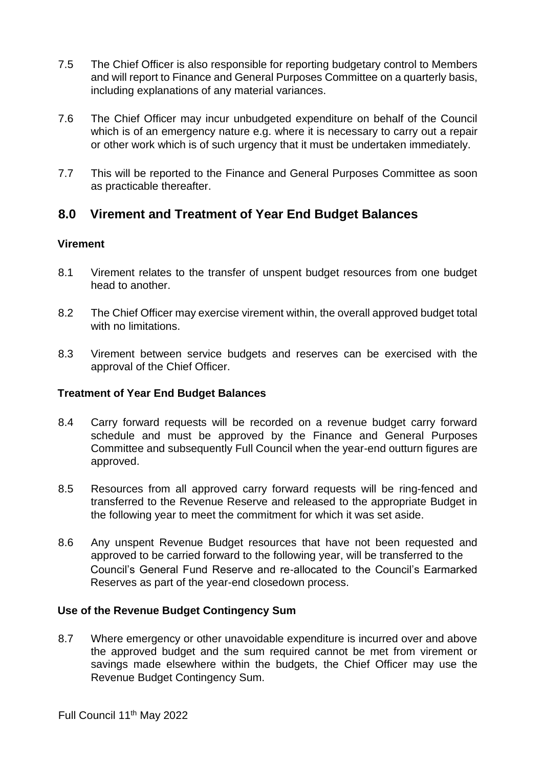7.5 The Chief Officer is also responsible for reporting budgetary control to Members and will report to Finance and General Purposes Committee on a quarterly basis, including explanations of any material variances.

7.6 The Chief Officer may incur unbudgeted expenditure on behalf of the Council which is of an emergency nature e.g. where it is necessary to carry out a repair or other work which is of such urgency that it must be undertaken immediately.

7.7 This will be reported to the Finance and General Purposes Committee as soon as practicable thereafter.

## 8.0 Virement and Treatment of Year End Budget Balances

### Virement

8.1 Virement relates to the transfer of unspent budget resources from one budget head to another.

8.2 The Chief Officer may exercise virement within, the overall approved budget total with no limitations.

8.3 Virement between service budgets and reserves can be exercised with the approval of the Chief Officer.

### Treatment of Year End Budget Balances

8.4 Carry forward requests will be recorded on a revenue budget carry forward schedule and must be approved by the Finance and General Purposes Committee and subsequently Full Council when the year-end outturn figures are approved.

8.5 Resources from all approved carry forward requests will be ring-fenced and transferred to the Revenue Reserve and released to the appropriate Budget in the following year to meet the commitment for which it was set aside.

8.6 Any unspent Revenue Budget resources that have not been requested and approved to be carried forward to the following year, will be transferred to the Council's General Fund Reserve and re-allocated to the Council's Earmarked Reserves as part of the year-end closedown process.

### Use of the Revenue Budget Contingency Sum

8.7 Where emergency or other unavoidable expenditure is incurred over and above the approved budget and the sum required cannot be met from virement or savings made elsewhere within the budgets, the Chief Officer may use the Revenue Budget Contingency Sum.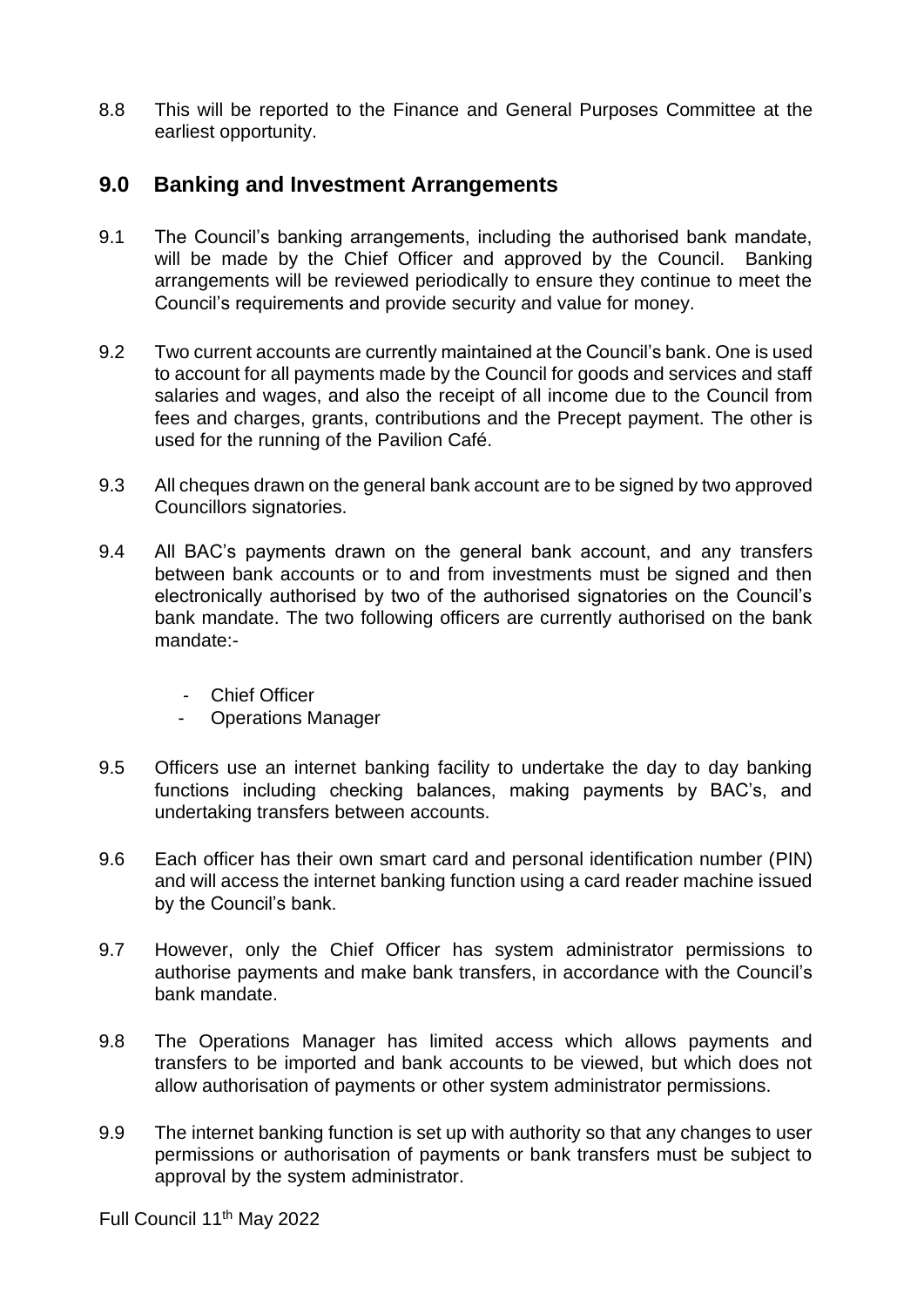8.8 This will be reported to the Finance and General Purposes Committee at the earliest opportunity.

## 9.0 Banking and Investment Arrangements

9.1 The Council's banking arrangements, including the authorised bank mandate, will be made by the Chief Officer and approved by the Council. Banking arrangements will be reviewed periodically to ensure they continue to meet the Council's requirements and provide security and value for money.

9.2 Two current accounts are currently maintained at the Council's bank. One is used to account for all payments made by the Council for goods and services and staff salaries and wages, and also the receipt of all income due to the Council from fees and charges, grants, contributions and the Precept payment. The other is used for the running of the Pavilion Café.

9.3 All cheques drawn on the general bank account are to be signed by two approved Councillors signatories.

9.4 All BAC's payments drawn on the general bank account, and any transfers between bank accounts or to and from investments must be signed and then electronically authorised by two of the authorised signatories on the Council's bank mandate. The two following officers are currently authorised on the bank mandate:-

- Chief Officer
- Operations Manager

9.5 Officers use an internet banking facility to undertake the day to day banking functions including checking balances, making payments by BAC's, and undertaking transfers between accounts.

9.6 Each officer has their own smart card and personal identification number (PIN) and will access the internet banking function using a card reader machine issued by the Council's bank.

9.7 However, only the Chief Officer has system administrator permissions to authorise payments and make bank transfers, in accordance with the Council's bank mandate.

9.8 The Operations Manager has limited access which allows payments and transfers to be imported and bank accounts to be viewed, but which does not allow authorisation of payments or other system administrator permissions.

9.9 The internet banking function is set up with authority so that any changes to user permissions or authorisation of payments or bank transfers must be subject to approval by the system administrator.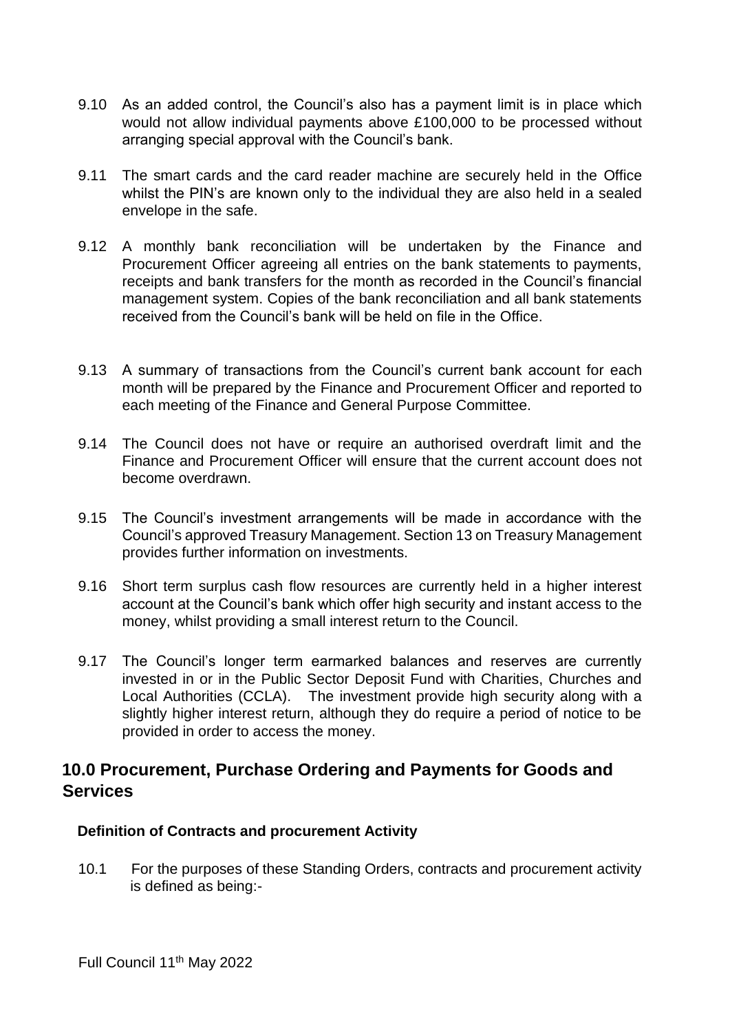9.10 As an added control, the Council's also has a payment limit is in place which would not allow individual payments above £100,000 to be processed without arranging special approval with the Council's bank.

9.11 The smart cards and the card reader machine are securely held in the Office whilst the PIN's are known only to the individual they are also held in a sealed envelope in the safe.

9.12 A monthly bank reconciliation will be undertaken by the Finance and Procurement Officer agreeing all entries on the bank statements to payments, receipts and bank transfers for the month as recorded in the Council's financial management system. Copies of the bank reconciliation and all bank statements received from the Council's bank will be held on file in the Office.

9.13 A summary of transactions from the Council's current bank account for each month will be prepared by the Finance and Procurement Officer and reported to each meeting of the Finance and General Purpose Committee.

9.14 The Council does not have or require an authorised overdraft limit and the Finance and Procurement Officer will ensure that the current account does not become overdrawn.

9.15 The Council's investment arrangements will be made in accordance with the Council's approved Treasury Management. Section 13 on Treasury Management provides further information on investments.

9.16 Short term surplus cash flow resources are currently held in a higher interest account at the Council's bank which offer high security and instant access to the money, whilst providing a small interest return to the Council.

9.17 The Council's longer term earmarked balances and reserves are currently invested in or in the Public Sector Deposit Fund with Charities, Churches and Local Authorities (CCLA). The investment provide high security along with a slightly higher interest return, although they do require a period of notice to be provided in order to access the money.

## 10.0 Procurement, Purchase Ordering and Payments for Goods and Services

**Definition of Contracts and procurement Activity**

10.1 For the purposes of these Standing Orders, contracts and procurement activity is defined as being:-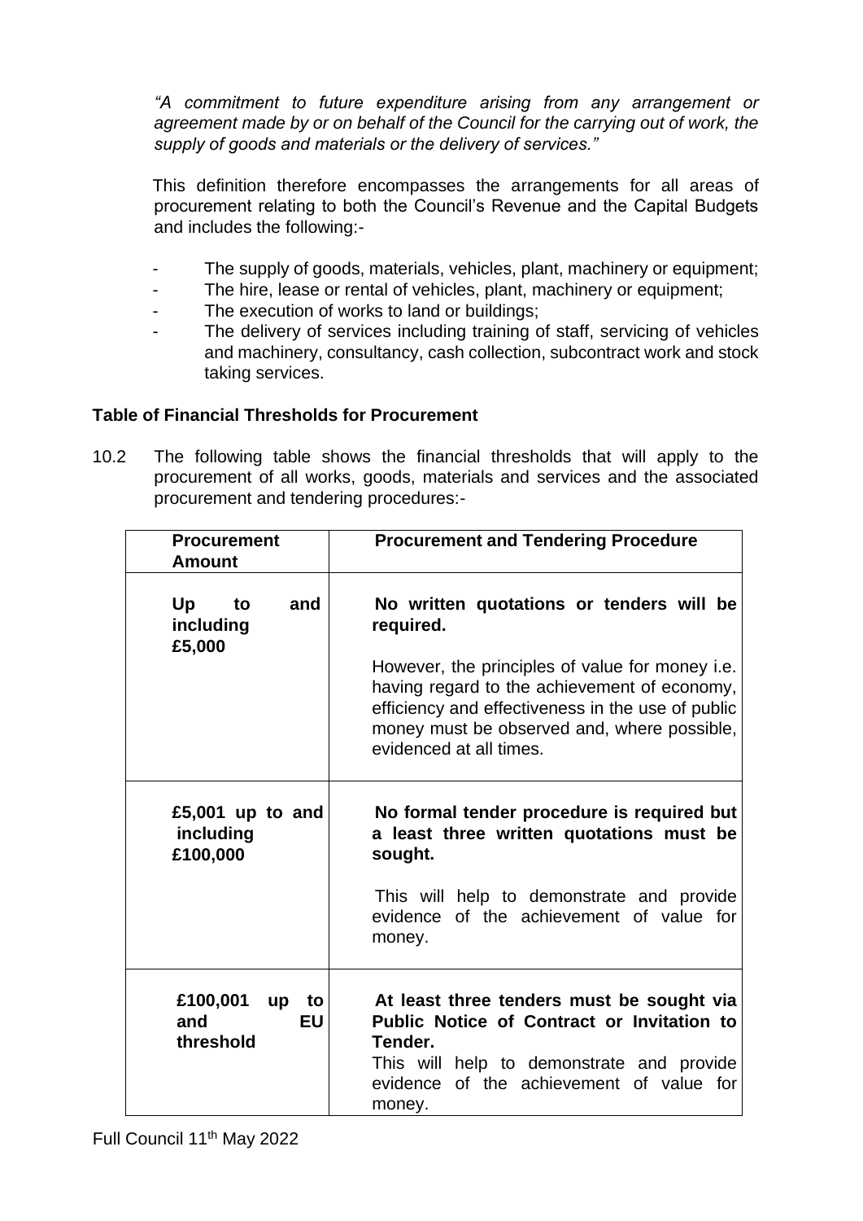*"A commitment to future expenditure arising from any arrangement or agreement made by or on behalf of the Council for the carrying out of work, the supply of goods and materials or the delivery of services."*

This definition therefore encompasses the arrangements for all areas of procurement relating to both the Council's Revenue and the Capital Budgets and includes the following:-

- The supply of goods, materials, vehicles, plant, machinery or equipment;
- The hire, lease or rental of vehicles, plant, machinery or equipment;
- The execution of works to land or buildings;
- The delivery of services including training of staff, servicing of vehicles and machinery, consultancy, cash collection, subcontract work and stock taking services.

**Table of Financial Thresholds for Procurement**

10.2 The following table shows the financial thresholds that will apply to the procurement of all works, goods, materials and services and the associated procurement and tendering procedures:-

| Procurement Amount | Procurement and Tendering Procedure |
|---|---|
| **Up to and including £5,000** | **No written quotations or tenders will be required.**<br><br>However, the principles of value for money i.e. having regard to the achievement of economy, efficiency and effectiveness in the use of public money must be observed and, where possible, evidenced at all times. |
| **£5,001 up to and including £100,000** | **No formal tender procedure is required but a least three written quotations must be sought.**<br><br>This will help to demonstrate and provide evidence of the achievement of value for money. |
| **£100,001 up to and EU threshold** | **At least three tenders must be sought via Public Notice of Contract or Invitation to Tender.**<br>This will help to demonstrate and provide evidence of the achievement of value for money. |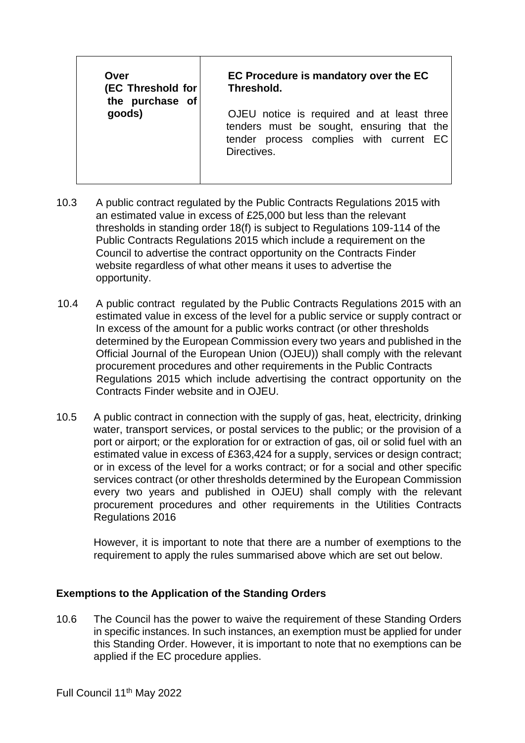| Over (EC Threshold for the purchase of goods) | **EC Procedure is mandatory over the EC Threshold.** OJEU notice is required and at least three tenders must be sought, ensuring that the tender process complies with current EC Directives. |
|---|---|

10.3 A public contract regulated by the Public Contracts Regulations 2015 with an estimated value in excess of £25,000 but less than the relevant thresholds in standing order 18(f) is subject to Regulations 109-114 of the Public Contracts Regulations 2015 which include a requirement on the Council to advertise the contract opportunity on the Contracts Finder website regardless of what other means it uses to advertise the opportunity.

10.4 A public contract regulated by the Public Contracts Regulations 2015 with an estimated value in excess of the level for a public service or supply contract or In excess of the amount for a public works contract (or other thresholds determined by the European Commission every two years and published in the Official Journal of the European Union (OJEU)) shall comply with the relevant procurement procedures and other requirements in the Public Contracts Regulations 2015 which include advertising the contract opportunity on the Contracts Finder website and in OJEU.

10.5 A public contract in connection with the supply of gas, heat, electricity, drinking water, transport services, or postal services to the public; or the provision of a port or airport; or the exploration for or extraction of gas, oil or solid fuel with an estimated value in excess of £363,424 for a supply, services or design contract; or in excess of the level for a works contract; or for a social and other specific services contract (or other thresholds determined by the European Commission every two years and published in OJEU) shall comply with the relevant procurement procedures and other requirements in the Utilities Contracts Regulations 2016

However, it is important to note that there are a number of exemptions to the requirement to apply the rules summarised above which are set out below.

**Exemptions to the Application of the Standing Orders**

10.6 The Council has the power to waive the requirement of these Standing Orders in specific instances. In such instances, an exemption must be applied for under this Standing Order. However, it is important to note that no exemptions can be applied if the EC procedure applies.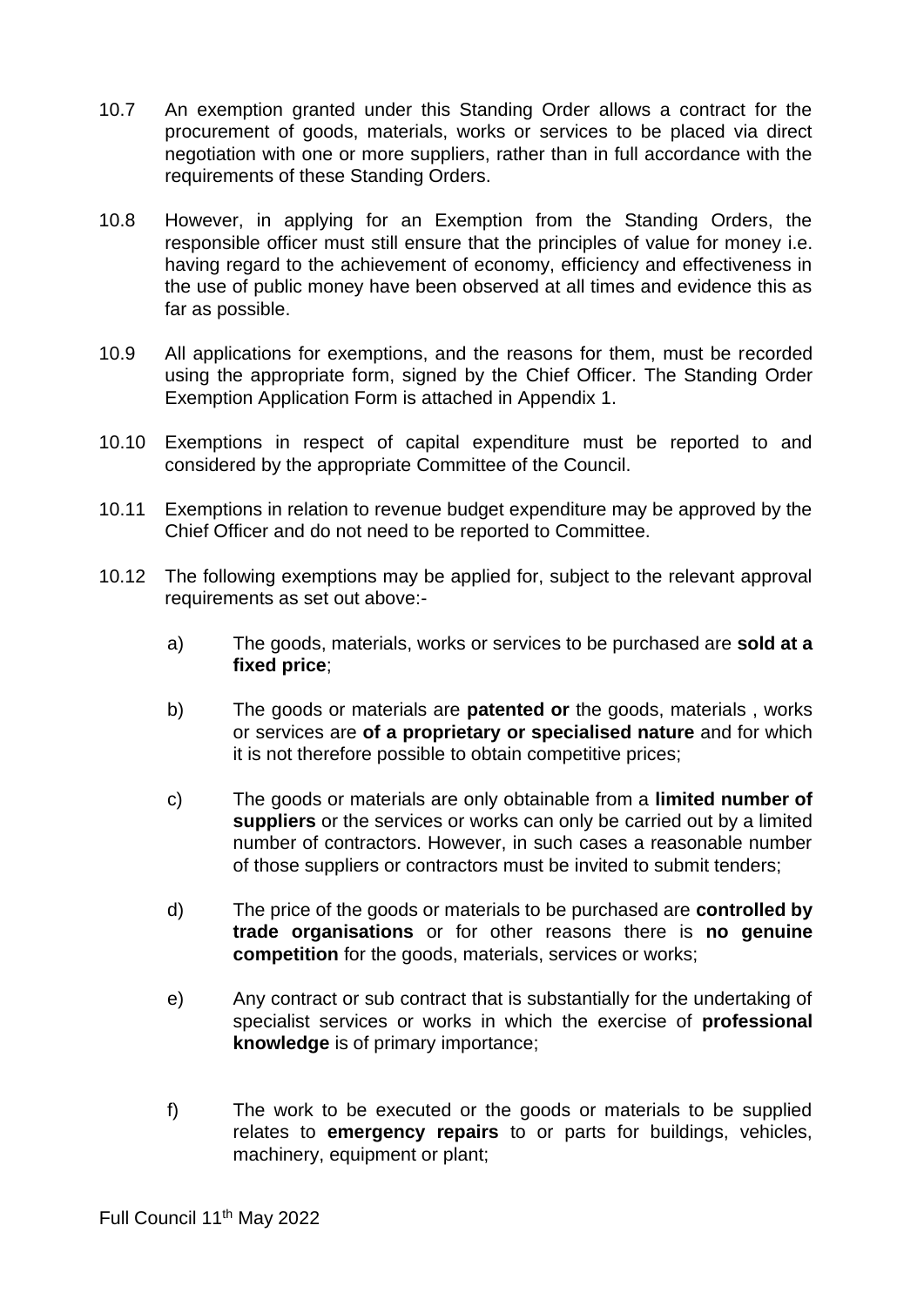10.7 An exemption granted under this Standing Order allows a contract for the procurement of goods, materials, works or services to be placed via direct negotiation with one or more suppliers, rather than in full accordance with the requirements of these Standing Orders.

10.8 However, in applying for an Exemption from the Standing Orders, the responsible officer must still ensure that the principles of value for money i.e. having regard to the achievement of economy, efficiency and effectiveness in the use of public money have been observed at all times and evidence this as far as possible.

10.9 All applications for exemptions, and the reasons for them, must be recorded using the appropriate form, signed by the Chief Officer. The Standing Order Exemption Application Form is attached in Appendix 1.

10.10 Exemptions in respect of capital expenditure must be reported to and considered by the appropriate Committee of the Council.

10.11 Exemptions in relation to revenue budget expenditure may be approved by the Chief Officer and do not need to be reported to Committee.

10.12 The following exemptions may be applied for, subject to the relevant approval requirements as set out above:-

a) The goods, materials, works or services to be purchased are **sold at a fixed price**;

b) The goods or materials are **patented or** the goods, materials , works or services are **of a proprietary or specialised nature** and for which it is not therefore possible to obtain competitive prices;

c) The goods or materials are only obtainable from a **limited number of suppliers** or the services or works can only be carried out by a limited number of contractors. However, in such cases a reasonable number of those suppliers or contractors must be invited to submit tenders;

d) The price of the goods or materials to be purchased are **controlled by trade organisations** or for other reasons there is **no genuine competition** for the goods, materials, services or works;

e) Any contract or sub contract that is substantially for the undertaking of specialist services or works in which the exercise of **professional knowledge** is of primary importance;

f) The work to be executed or the goods or materials to be supplied relates to **emergency repairs** to or parts for buildings, vehicles, machinery, equipment or plant;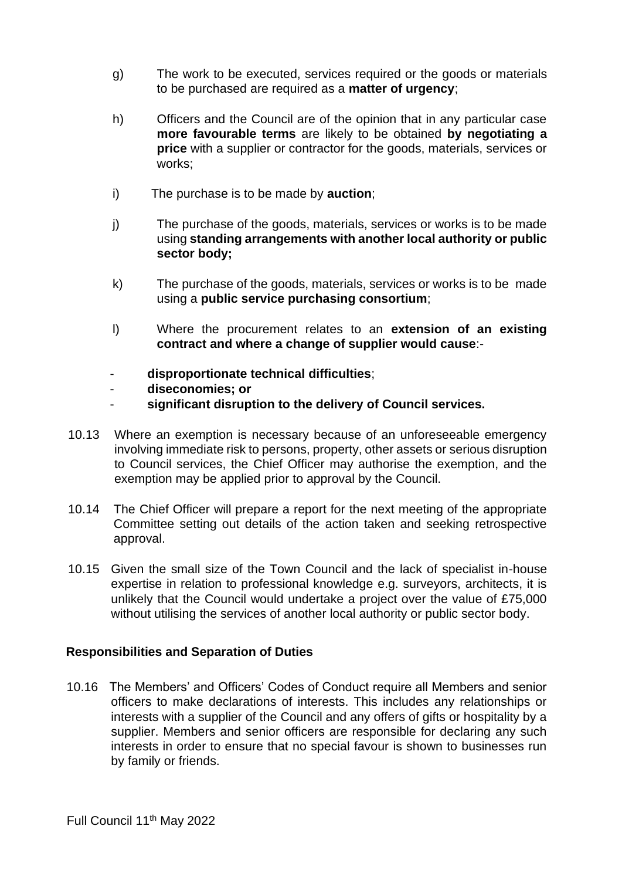g) The work to be executed, services required or the goods or materials to be purchased are required as a **matter of urgency**;

h) Officers and the Council are of the opinion that in any particular case **more favourable terms** are likely to be obtained **by negotiating a price** with a supplier or contractor for the goods, materials, services or works;

i) The purchase is to be made by **auction**;

j) The purchase of the goods, materials, services or works is to be made using **standing arrangements with another local authority or public sector body;**

k) The purchase of the goods, materials, services or works is to be made using a **public service purchasing consortium**;

l) Where the procurement relates to an **extension of an existing contract and where a change of supplier would cause**:-

- **disproportionate technical difficulties**;
- **diseconomies; or**
- **significant disruption to the delivery of Council services.**

10.13 Where an exemption is necessary because of an unforeseeable emergency involving immediate risk to persons, property, other assets or serious disruption to Council services, the Chief Officer may authorise the exemption, and the exemption may be applied prior to approval by the Council.

10.14 The Chief Officer will prepare a report for the next meeting of the appropriate Committee setting out details of the action taken and seeking retrospective approval.

10.15 Given the small size of the Town Council and the lack of specialist in-house expertise in relation to professional knowledge e.g. surveyors, architects, it is unlikely that the Council would undertake a project over the value of £75,000 without utilising the services of another local authority or public sector body.

**Responsibilities and Separation of Duties**

10.16 The Members' and Officers' Codes of Conduct require all Members and senior officers to make declarations of interests. This includes any relationships or interests with a supplier of the Council and any offers of gifts or hospitality by a supplier. Members and senior officers are responsible for declaring any such interests in order to ensure that no special favour is shown to businesses run by family or friends.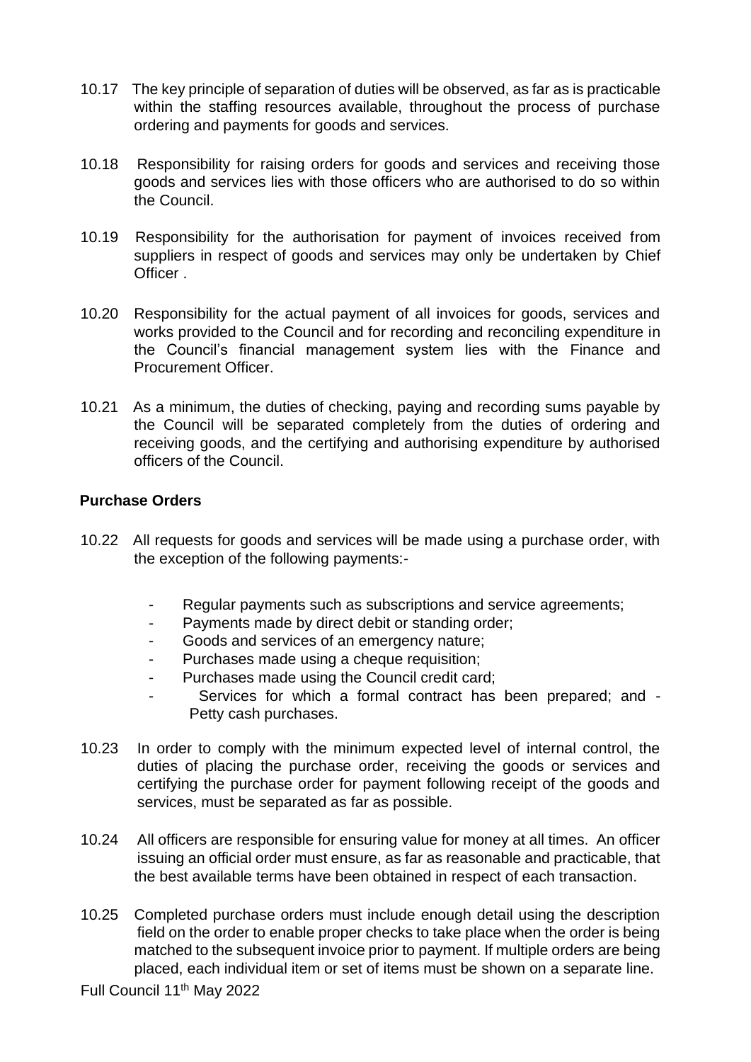10.17 The key principle of separation of duties will be observed, as far as is practicable within the staffing resources available, throughout the process of purchase ordering and payments for goods and services.

10.18 Responsibility for raising orders for goods and services and receiving those goods and services lies with those officers who are authorised to do so within the Council.

10.19 Responsibility for the authorisation for payment of invoices received from suppliers in respect of goods and services may only be undertaken by Chief Officer .

10.20 Responsibility for the actual payment of all invoices for goods, services and works provided to the Council and for recording and reconciling expenditure in the Council's financial management system lies with the Finance and Procurement Officer.

10.21 As a minimum, the duties of checking, paying and recording sums payable by the Council will be separated completely from the duties of ordering and receiving goods, and the certifying and authorising expenditure by authorised officers of the Council.

**Purchase Orders**

10.22 All requests for goods and services will be made using a purchase order, with the exception of the following payments:-

- Regular payments such as subscriptions and service agreements;
- Payments made by direct debit or standing order;
- Goods and services of an emergency nature;
- Purchases made using a cheque requisition;
- Purchases made using the Council credit card;
- Services for which a formal contract has been prepared; and
- Petty cash purchases.

10.23 In order to comply with the minimum expected level of internal control, the duties of placing the purchase order, receiving the goods or services and certifying the purchase order for payment following receipt of the goods and services, must be separated as far as possible.

10.24 All officers are responsible for ensuring value for money at all times. An officer issuing an official order must ensure, as far as reasonable and practicable, that the best available terms have been obtained in respect of each transaction.

10.25 Completed purchase orders must include enough detail using the description field on the order to enable proper checks to take place when the order is being matched to the subsequent invoice prior to payment. If multiple orders are being placed, each individual item or set of items must be shown on a separate line.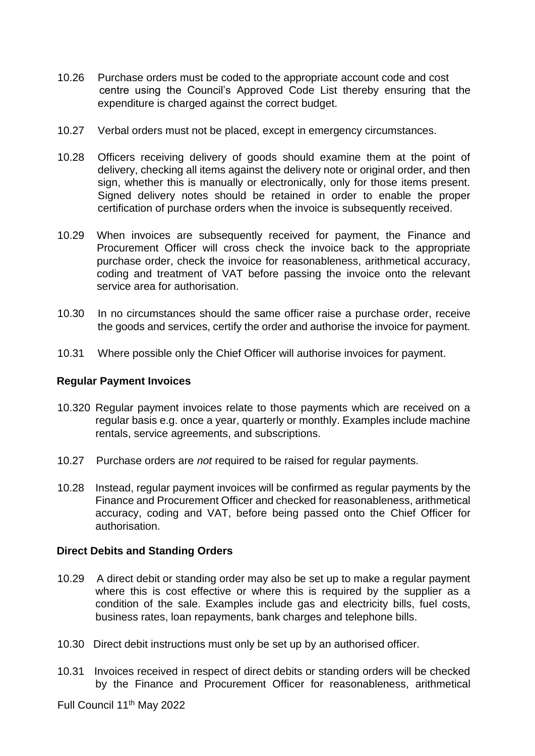10.26 Purchase orders must be coded to the appropriate account code and cost centre using the Council's Approved Code List thereby ensuring that the expenditure is charged against the correct budget.

10.27 Verbal orders must not be placed, except in emergency circumstances.

10.28 Officers receiving delivery of goods should examine them at the point of delivery, checking all items against the delivery note or original order, and then sign, whether this is manually or electronically, only for those items present. Signed delivery notes should be retained in order to enable the proper certification of purchase orders when the invoice is subsequently received.

10.29 When invoices are subsequently received for payment, the Finance and Procurement Officer will cross check the invoice back to the appropriate purchase order, check the invoice for reasonableness, arithmetical accuracy, coding and treatment of VAT before passing the invoice onto the relevant service area for authorisation.

10.30 In no circumstances should the same officer raise a purchase order, receive the goods and services, certify the order and authorise the invoice for payment.

10.31 Where possible only the Chief Officer will authorise invoices for payment.

**Regular Payment Invoices**

10.320 Regular payment invoices relate to those payments which are received on a regular basis e.g. once a year, quarterly or monthly. Examples include machine rentals, service agreements, and subscriptions.

10.27 Purchase orders are *not* required to be raised for regular payments.

10.28 Instead, regular payment invoices will be confirmed as regular payments by the Finance and Procurement Officer and checked for reasonableness, arithmetical accuracy, coding and VAT, before being passed onto the Chief Officer for authorisation.

**Direct Debits and Standing Orders**

10.29 A direct debit or standing order may also be set up to make a regular payment where this is cost effective or where this is required by the supplier as a condition of the sale. Examples include gas and electricity bills, fuel costs, business rates, loan repayments, bank charges and telephone bills.

10.30 Direct debit instructions must only be set up by an authorised officer.

10.31 Invoices received in respect of direct debits or standing orders will be checked by the Finance and Procurement Officer for reasonableness, arithmetical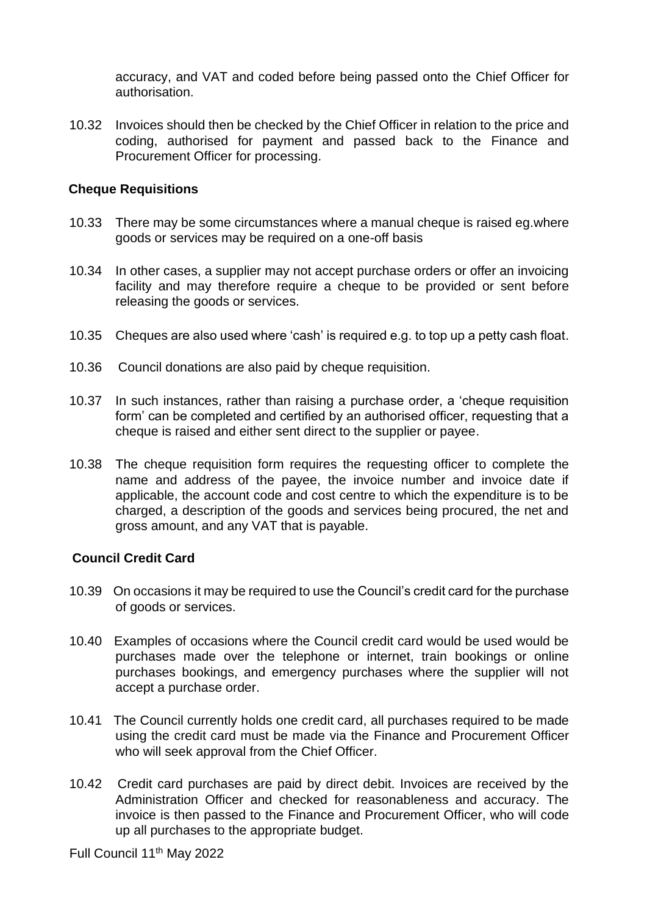accuracy, and VAT and coded before being passed onto the Chief Officer for authorisation.

10.32 Invoices should then be checked by the Chief Officer in relation to the price and coding, authorised for payment and passed back to the Finance and Procurement Officer for processing.

**Cheque Requisitions**

10.33 There may be some circumstances where a manual cheque is raised eg.where goods or services may be required on a one-off basis

10.34 In other cases, a supplier may not accept purchase orders or offer an invoicing facility and may therefore require a cheque to be provided or sent before releasing the goods or services.

10.35 Cheques are also used where 'cash' is required e.g. to top up a petty cash float.

10.36 Council donations are also paid by cheque requisition.

10.37 In such instances, rather than raising a purchase order, a 'cheque requisition form' can be completed and certified by an authorised officer, requesting that a cheque is raised and either sent direct to the supplier or payee.

10.38 The cheque requisition form requires the requesting officer to complete the name and address of the payee, the invoice number and invoice date if applicable, the account code and cost centre to which the expenditure is to be charged, a description of the goods and services being procured, the net and gross amount, and any VAT that is payable.

**Council Credit Card**

10.39 On occasions it may be required to use the Council's credit card for the purchase of goods or services.

10.40 Examples of occasions where the Council credit card would be used would be purchases made over the telephone or internet, train bookings or online purchases bookings, and emergency purchases where the supplier will not accept a purchase order.

10.41 The Council currently holds one credit card, all purchases required to be made using the credit card must be made via the Finance and Procurement Officer who will seek approval from the Chief Officer.

10.42 Credit card purchases are paid by direct debit. Invoices are received by the Administration Officer and checked for reasonableness and accuracy. The invoice is then passed to the Finance and Procurement Officer, who will code up all purchases to the appropriate budget.

Full Council 11th May 2022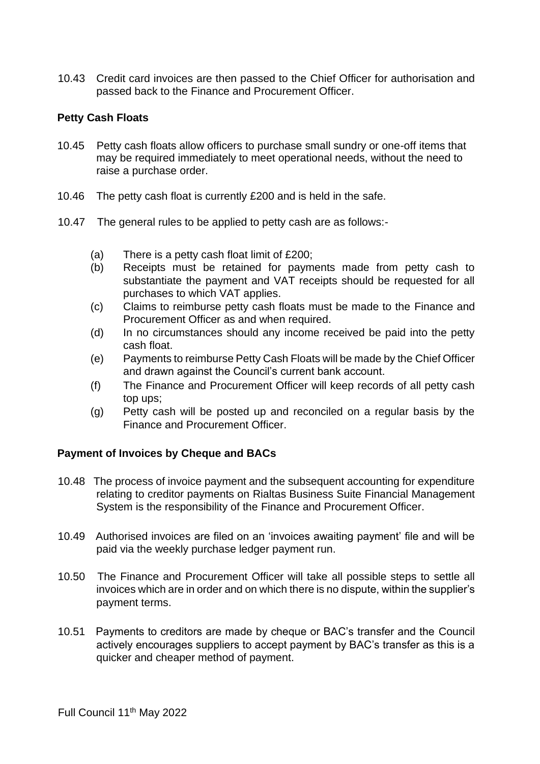10.43 Credit card invoices are then passed to the Chief Officer for authorisation and passed back to the Finance and Procurement Officer.

### Petty Cash Floats

10.45 Petty cash floats allow officers to purchase small sundry or one-off items that may be required immediately to meet operational needs, without the need to raise a purchase order.

10.46 The petty cash float is currently £200 and is held in the safe.

10.47 The general rules to be applied to petty cash are as follows:-

- (a) There is a petty cash float limit of £200;
- (b) Receipts must be retained for payments made from petty cash to substantiate the payment and VAT receipts should be requested for all purchases to which VAT applies.
- (c) Claims to reimburse petty cash floats must be made to the Finance and Procurement Officer as and when required.
- (d) In no circumstances should any income received be paid into the petty cash float.
- (e) Payments to reimburse Petty Cash Floats will be made by the Chief Officer and drawn against the Council's current bank account.
- (f) The Finance and Procurement Officer will keep records of all petty cash top ups;
- (g) Petty cash will be posted up and reconciled on a regular basis by the Finance and Procurement Officer.

### Payment of Invoices by Cheque and BACs

10.48 The process of invoice payment and the subsequent accounting for expenditure relating to creditor payments on Rialtas Business Suite Financial Management System is the responsibility of the Finance and Procurement Officer.

10.49 Authorised invoices are filed on an 'invoices awaiting payment' file and will be paid via the weekly purchase ledger payment run.

10.50 The Finance and Procurement Officer will take all possible steps to settle all invoices which are in order and on which there is no dispute, within the supplier's payment terms.

10.51 Payments to creditors are made by cheque or BAC's transfer and the Council actively encourages suppliers to accept payment by BAC's transfer as this is a quicker and cheaper method of payment.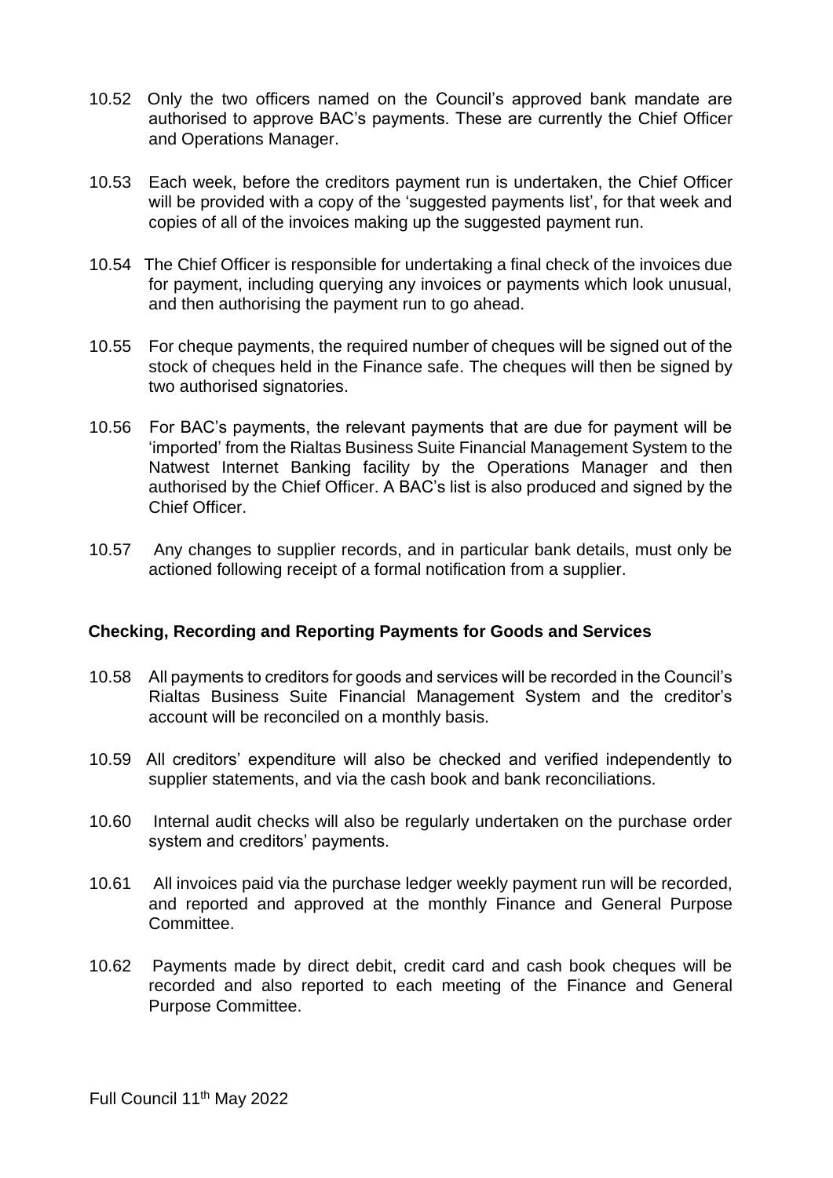10.52 Only the two officers named on the Council's approved bank mandate are authorised to approve BAC's payments. These are currently the Chief Officer and Operations Manager.

10.53 Each week, before the creditors payment run is undertaken, the Chief Officer will be provided with a copy of the 'suggested payments list', for that week and copies of all of the invoices making up the suggested payment run.

10.54 The Chief Officer is responsible for undertaking a final check of the invoices due for payment, including querying any invoices or payments which look unusual, and then authorising the payment run to go ahead.

10.55 For cheque payments, the required number of cheques will be signed out of the stock of cheques held in the Finance safe. The cheques will then be signed by two authorised signatories.

10.56 For BAC's payments, the relevant payments that are due for payment will be 'imported' from the Rialtas Business Suite Financial Management System to the Natwest Internet Banking facility by the Operations Manager and then authorised by the Chief Officer. A BAC's list is also produced and signed by the Chief Officer.

10.57 Any changes to supplier records, and in particular bank details, must only be actioned following receipt of a formal notification from a supplier.

### Checking, Recording and Reporting Payments for Goods and Services

10.58 All payments to creditors for goods and services will be recorded in the Council's Rialtas Business Suite Financial Management System and the creditor's account will be reconciled on a monthly basis.

10.59 All creditors' expenditure will also be checked and verified independently to supplier statements, and via the cash book and bank reconciliations.

10.60 Internal audit checks will also be regularly undertaken on the purchase order system and creditors' payments.

10.61 All invoices paid via the purchase ledger weekly payment run will be recorded, and reported and approved at the monthly Finance and General Purpose Committee.

10.62 Payments made by direct debit, credit card and cash book cheques will be recorded and also reported to each meeting of the Finance and General Purpose Committee.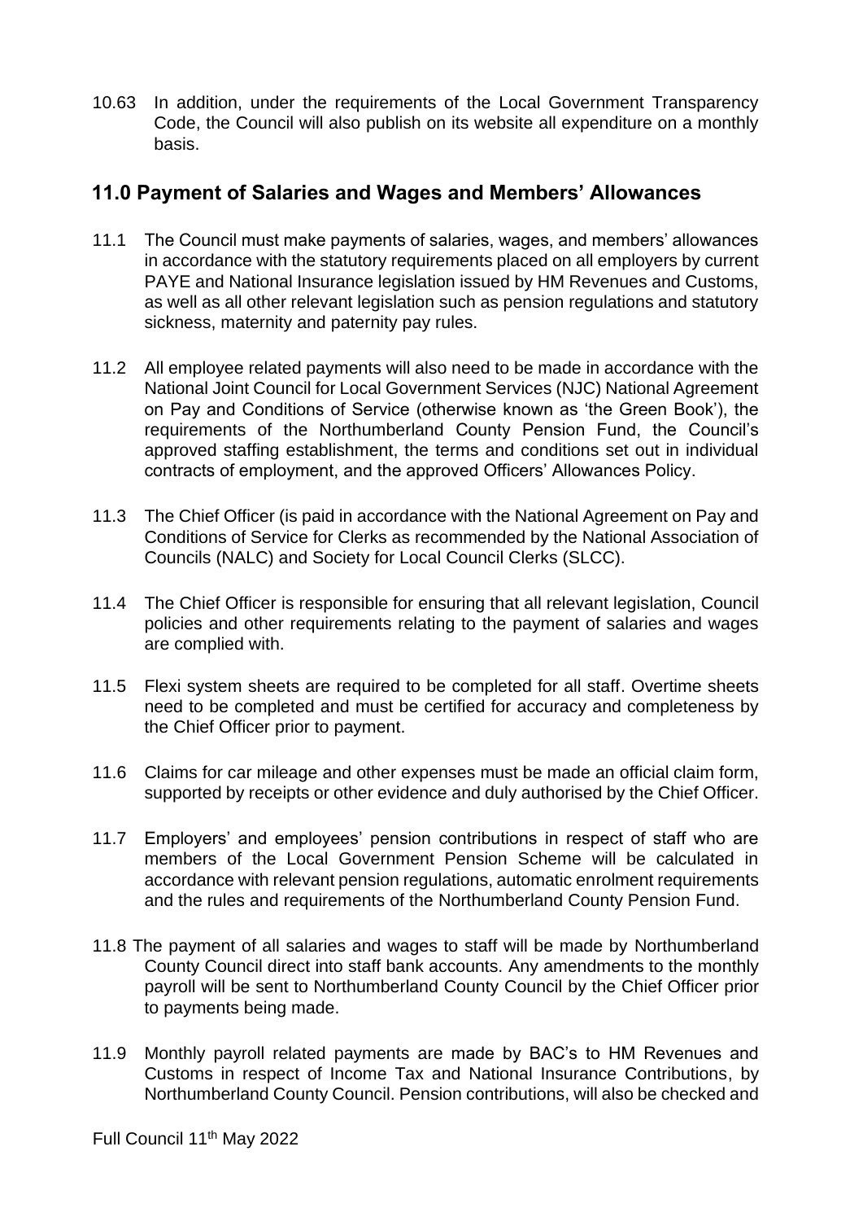10.63 In addition, under the requirements of the Local Government Transparency Code, the Council will also publish on its website all expenditure on a monthly basis.

## 11.0 Payment of Salaries and Wages and Members' Allowances

11.1 The Council must make payments of salaries, wages, and members' allowances in accordance with the statutory requirements placed on all employers by current PAYE and National Insurance legislation issued by HM Revenues and Customs, as well as all other relevant legislation such as pension regulations and statutory sickness, maternity and paternity pay rules.

11.2 All employee related payments will also need to be made in accordance with the National Joint Council for Local Government Services (NJC) National Agreement on Pay and Conditions of Service (otherwise known as 'the Green Book'), the requirements of the Northumberland County Pension Fund, the Council's approved staffing establishment, the terms and conditions set out in individual contracts of employment, and the approved Officers' Allowances Policy.

11.3 The Chief Officer (is paid in accordance with the National Agreement on Pay and Conditions of Service for Clerks as recommended by the National Association of Councils (NALC) and Society for Local Council Clerks (SLCC).

11.4 The Chief Officer is responsible for ensuring that all relevant legislation, Council policies and other requirements relating to the payment of salaries and wages are complied with.

11.5 Flexi system sheets are required to be completed for all staff. Overtime sheets need to be completed and must be certified for accuracy and completeness by the Chief Officer prior to payment.

11.6 Claims for car mileage and other expenses must be made an official claim form, supported by receipts or other evidence and duly authorised by the Chief Officer.

11.7 Employers' and employees' pension contributions in respect of staff who are members of the Local Government Pension Scheme will be calculated in accordance with relevant pension regulations, automatic enrolment requirements and the rules and requirements of the Northumberland County Pension Fund.

11.8 The payment of all salaries and wages to staff will be made by Northumberland County Council direct into staff bank accounts. Any amendments to the monthly payroll will be sent to Northumberland County Council by the Chief Officer prior to payments being made.

11.9 Monthly payroll related payments are made by BAC's to HM Revenues and Customs in respect of Income Tax and National Insurance Contributions, by Northumberland County Council. Pension contributions, will also be checked and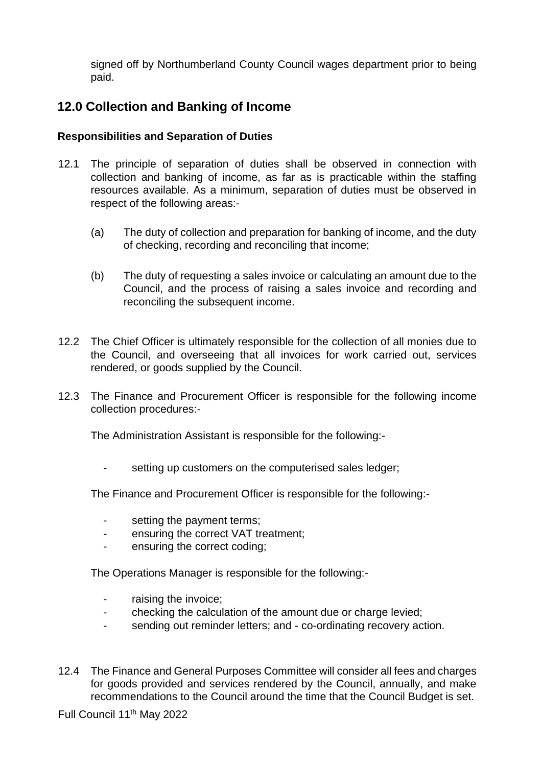signed off by Northumberland County Council wages department prior to being paid.

## 12.0 Collection and Banking of Income

### Responsibilities and Separation of Duties

12.1 The principle of separation of duties shall be observed in connection with collection and banking of income, as far as is practicable within the staffing resources available. As a minimum, separation of duties must be observed in respect of the following areas:-

(a) The duty of collection and preparation for banking of income, and the duty of checking, recording and reconciling that income;

(b) The duty of requesting a sales invoice or calculating an amount due to the Council, and the process of raising a sales invoice and recording and reconciling the subsequent income.

12.2 The Chief Officer is ultimately responsible for the collection of all monies due to the Council, and overseeing that all invoices for work carried out, services rendered, or goods supplied by the Council.

12.3 The Finance and Procurement Officer is responsible for the following income collection procedures:-

The Administration Assistant is responsible for the following:-

- setting up customers on the computerised sales ledger;

The Finance and Procurement Officer is responsible for the following:-

- setting the payment terms;
- ensuring the correct VAT treatment;
- ensuring the correct coding;

The Operations Manager is responsible for the following:-

- raising the invoice;
- checking the calculation of the amount due or charge levied;
- sending out reminder letters; and - co-ordinating recovery action.

12.4 The Finance and General Purposes Committee will consider all fees and charges for goods provided and services rendered by the Council, annually, and make recommendations to the Council around the time that the Council Budget is set.

Full Council 11th May 2022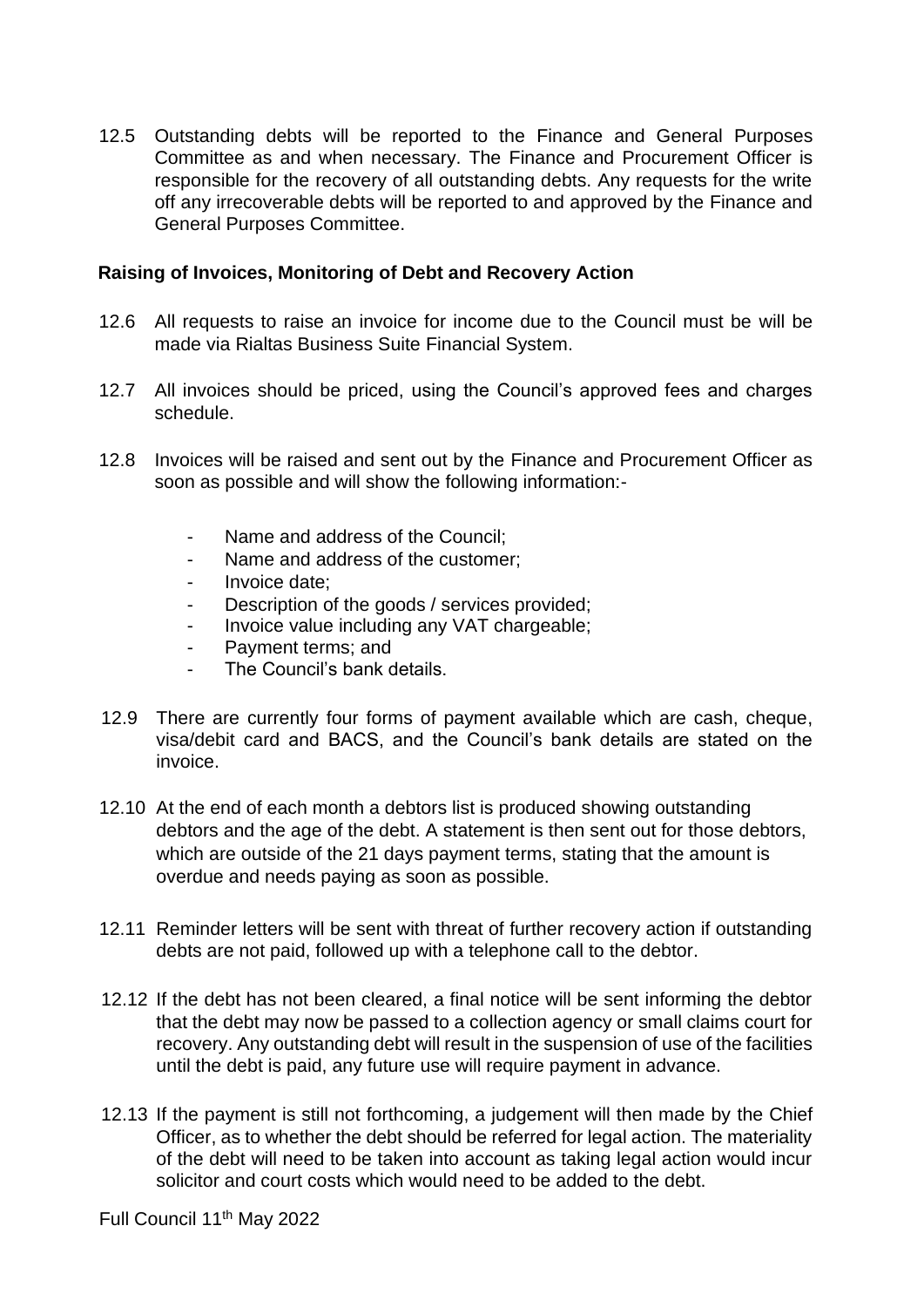12.5 Outstanding debts will be reported to the Finance and General Purposes Committee as and when necessary. The Finance and Procurement Officer is responsible for the recovery of all outstanding debts. Any requests for the write off any irrecoverable debts will be reported to and approved by the Finance and General Purposes Committee.

**Raising of Invoices, Monitoring of Debt and Recovery Action**

12.6 All requests to raise an invoice for income due to the Council must be will be made via Rialtas Business Suite Financial System.

12.7 All invoices should be priced, using the Council's approved fees and charges schedule.

12.8 Invoices will be raised and sent out by the Finance and Procurement Officer as soon as possible and will show the following information:-

- Name and address of the Council;
- Name and address of the customer;
- Invoice date;
- Description of the goods / services provided;
- Invoice value including any VAT chargeable;
- Payment terms; and
- The Council's bank details.

12.9 There are currently four forms of payment available which are cash, cheque, visa/debit card and BACS, and the Council's bank details are stated on the invoice.

12.10 At the end of each month a debtors list is produced showing outstanding debtors and the age of the debt. A statement is then sent out for those debtors, which are outside of the 21 days payment terms, stating that the amount is overdue and needs paying as soon as possible.

12.11 Reminder letters will be sent with threat of further recovery action if outstanding debts are not paid, followed up with a telephone call to the debtor.

12.12 If the debt has not been cleared, a final notice will be sent informing the debtor that the debt may now be passed to a collection agency or small claims court for recovery. Any outstanding debt will result in the suspension of use of the facilities until the debt is paid, any future use will require payment in advance.

12.13 If the payment is still not forthcoming, a judgement will then made by the Chief Officer, as to whether the debt should be referred for legal action. The materiality of the debt will need to be taken into account as taking legal action would incur solicitor and court costs which would need to be added to the debt.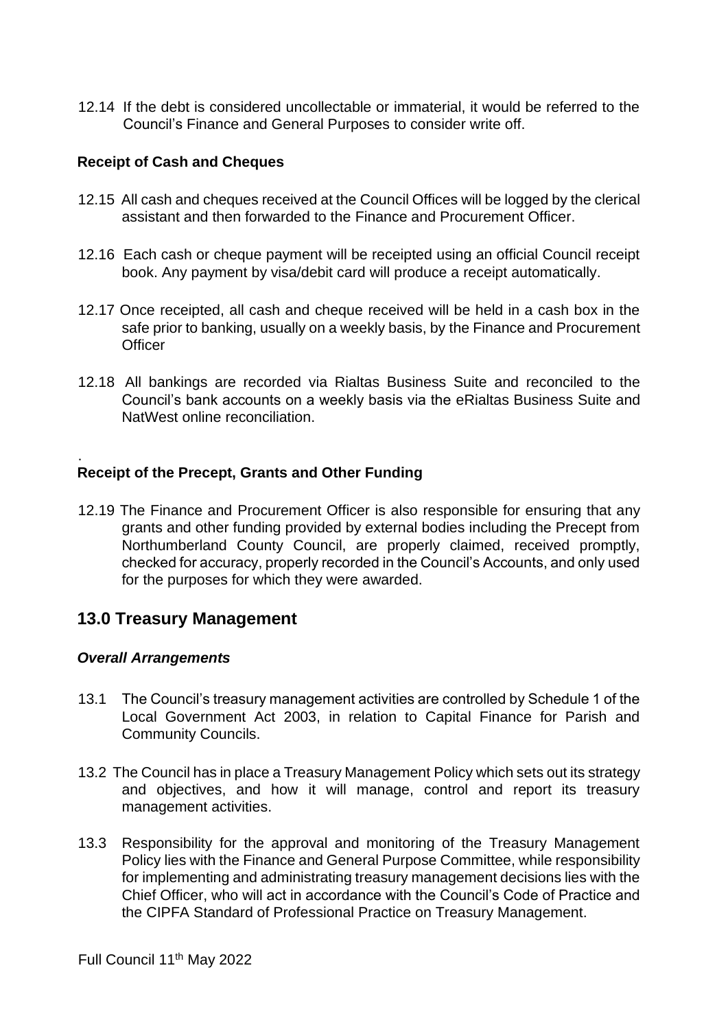12.14 If the debt is considered uncollectable or immaterial, it would be referred to the Council's Finance and General Purposes to consider write off.

**Receipt of Cash and Cheques**

12.15 All cash and cheques received at the Council Offices will be logged by the clerical assistant and then forwarded to the Finance and Procurement Officer.

12.16 Each cash or cheque payment will be receipted using an official Council receipt book. Any payment by visa/debit card will produce a receipt automatically.

12.17 Once receipted, all cash and cheque received will be held in a cash box in the safe prior to banking, usually on a weekly basis, by the Finance and Procurement Officer

12.18 All bankings are recorded via Rialtas Business Suite and reconciled to the Council's bank accounts on a weekly basis via the eRialtas Business Suite and NatWest online reconciliation.

.

**Receipt of the Precept, Grants and Other Funding**

12.19 The Finance and Procurement Officer is also responsible for ensuring that any grants and other funding provided by external bodies including the Precept from Northumberland County Council, are properly claimed, received promptly, checked for accuracy, properly recorded in the Council's Accounts, and only used for the purposes for which they were awarded.

## 13.0 Treasury Management

***Overall Arrangements***

13.1 The Council's treasury management activities are controlled by Schedule 1 of the Local Government Act 2003, in relation to Capital Finance for Parish and Community Councils.

13.2 The Council has in place a Treasury Management Policy which sets out its strategy and objectives, and how it will manage, control and report its treasury management activities.

13.3 Responsibility for the approval and monitoring of the Treasury Management Policy lies with the Finance and General Purpose Committee, while responsibility for implementing and administrating treasury management decisions lies with the Chief Officer, who will act in accordance with the Council's Code of Practice and the CIPFA Standard of Professional Practice on Treasury Management.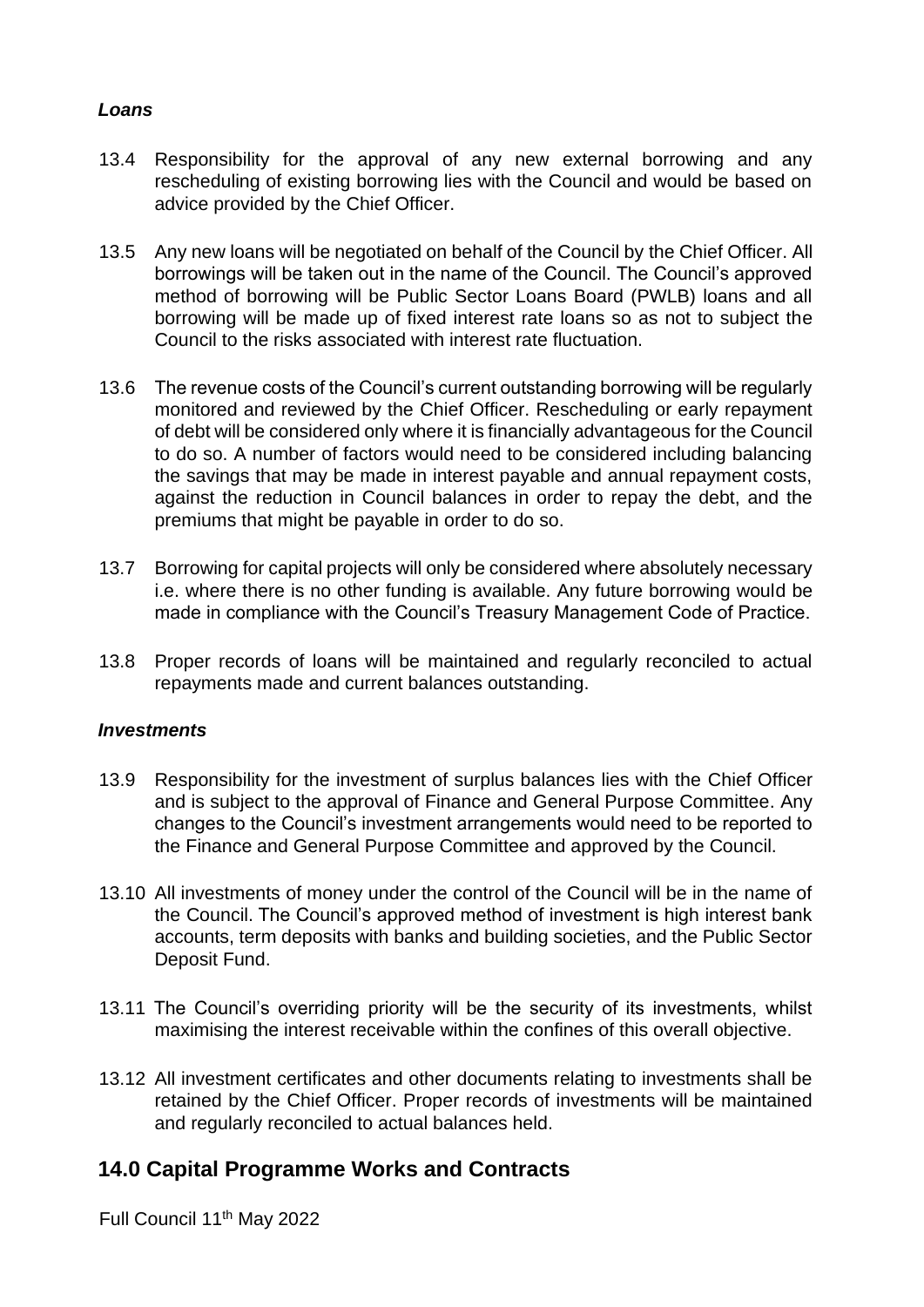***Loans***

13.4 Responsibility for the approval of any new external borrowing and any rescheduling of existing borrowing lies with the Council and would be based on advice provided by the Chief Officer.

13.5 Any new loans will be negotiated on behalf of the Council by the Chief Officer. All borrowings will be taken out in the name of the Council. The Council's approved method of borrowing will be Public Sector Loans Board (PWLB) loans and all borrowing will be made up of fixed interest rate loans so as not to subject the Council to the risks associated with interest rate fluctuation.

13.6 The revenue costs of the Council's current outstanding borrowing will be regularly monitored and reviewed by the Chief Officer. Rescheduling or early repayment of debt will be considered only where it is financially advantageous for the Council to do so. A number of factors would need to be considered including balancing the savings that may be made in interest payable and annual repayment costs, against the reduction in Council balances in order to repay the debt, and the premiums that might be payable in order to do so.

13.7 Borrowing for capital projects will only be considered where absolutely necessary i.e. where there is no other funding is available. Any future borrowing would be made in compliance with the Council's Treasury Management Code of Practice.

13.8 Proper records of loans will be maintained and regularly reconciled to actual repayments made and current balances outstanding.

***Investments***

13.9 Responsibility for the investment of surplus balances lies with the Chief Officer and is subject to the approval of Finance and General Purpose Committee. Any changes to the Council's investment arrangements would need to be reported to the Finance and General Purpose Committee and approved by the Council.

13.10 All investments of money under the control of the Council will be in the name of the Council. The Council's approved method of investment is high interest bank accounts, term deposits with banks and building societies, and the Public Sector Deposit Fund.

13.11 The Council's overriding priority will be the security of its investments, whilst maximising the interest receivable within the confines of this overall objective.

13.12 All investment certificates and other documents relating to investments shall be retained by the Chief Officer. Proper records of investments will be maintained and regularly reconciled to actual balances held.

## 14.0 Capital Programme Works and Contracts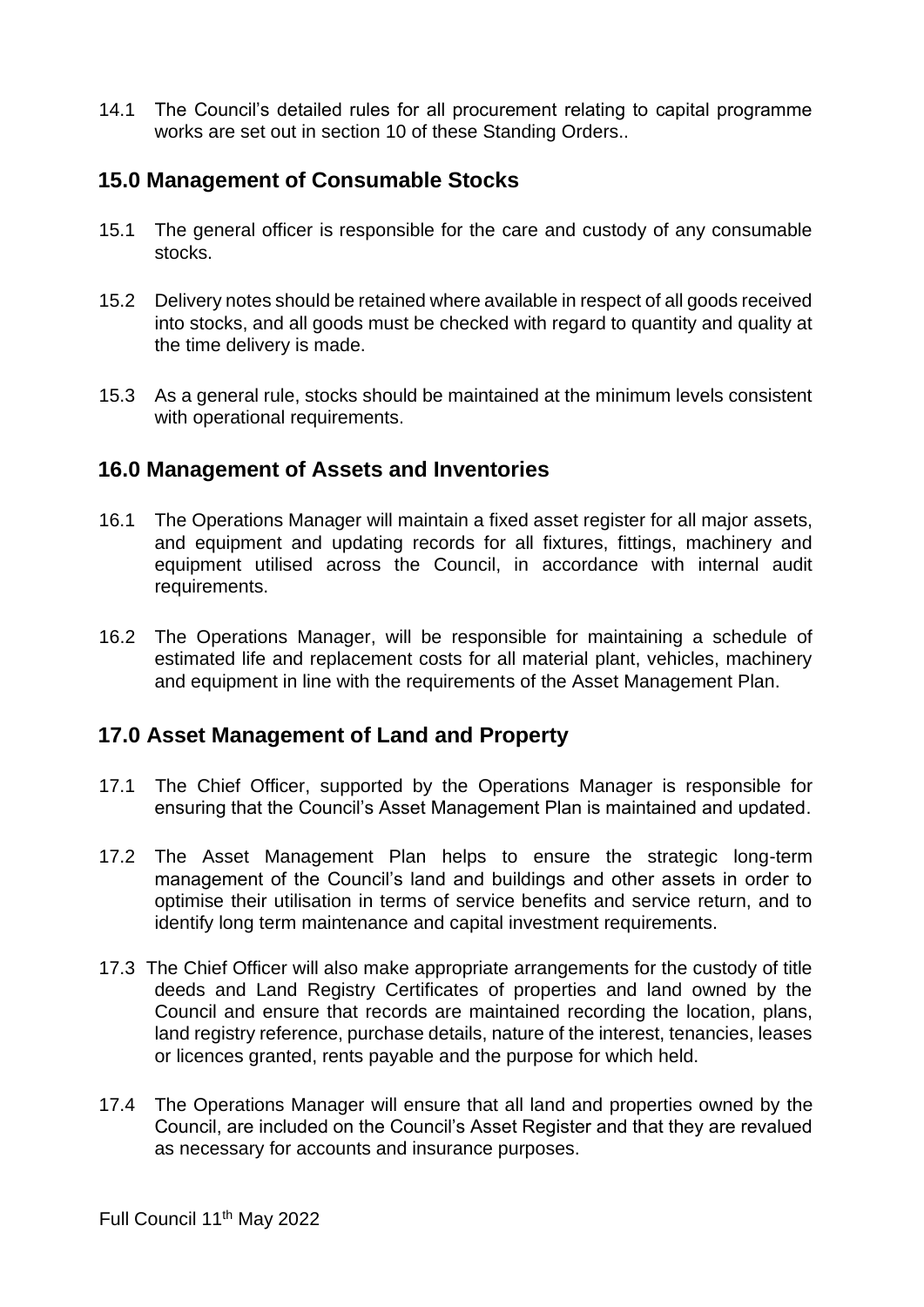14.1 The Council's detailed rules for all procurement relating to capital programme works are set out in section 10 of these Standing Orders..

## 15.0 Management of Consumable Stocks

15.1 The general officer is responsible for the care and custody of any consumable stocks.

15.2 Delivery notes should be retained where available in respect of all goods received into stocks, and all goods must be checked with regard to quantity and quality at the time delivery is made.

15.3 As a general rule, stocks should be maintained at the minimum levels consistent with operational requirements.

## 16.0 Management of Assets and Inventories

16.1 The Operations Manager will maintain a fixed asset register for all major assets, and equipment and updating records for all fixtures, fittings, machinery and equipment utilised across the Council, in accordance with internal audit requirements.

16.2 The Operations Manager, will be responsible for maintaining a schedule of estimated life and replacement costs for all material plant, vehicles, machinery and equipment in line with the requirements of the Asset Management Plan.

## 17.0 Asset Management of Land and Property

17.1 The Chief Officer, supported by the Operations Manager is responsible for ensuring that the Council's Asset Management Plan is maintained and updated.

17.2 The Asset Management Plan helps to ensure the strategic long-term management of the Council's land and buildings and other assets in order to optimise their utilisation in terms of service benefits and service return, and to identify long term maintenance and capital investment requirements.

17.3 The Chief Officer will also make appropriate arrangements for the custody of title deeds and Land Registry Certificates of properties and land owned by the Council and ensure that records are maintained recording the location, plans, land registry reference, purchase details, nature of the interest, tenancies, leases or licences granted, rents payable and the purpose for which held.

17.4 The Operations Manager will ensure that all land and properties owned by the Council, are included on the Council's Asset Register and that they are revalued as necessary for accounts and insurance purposes.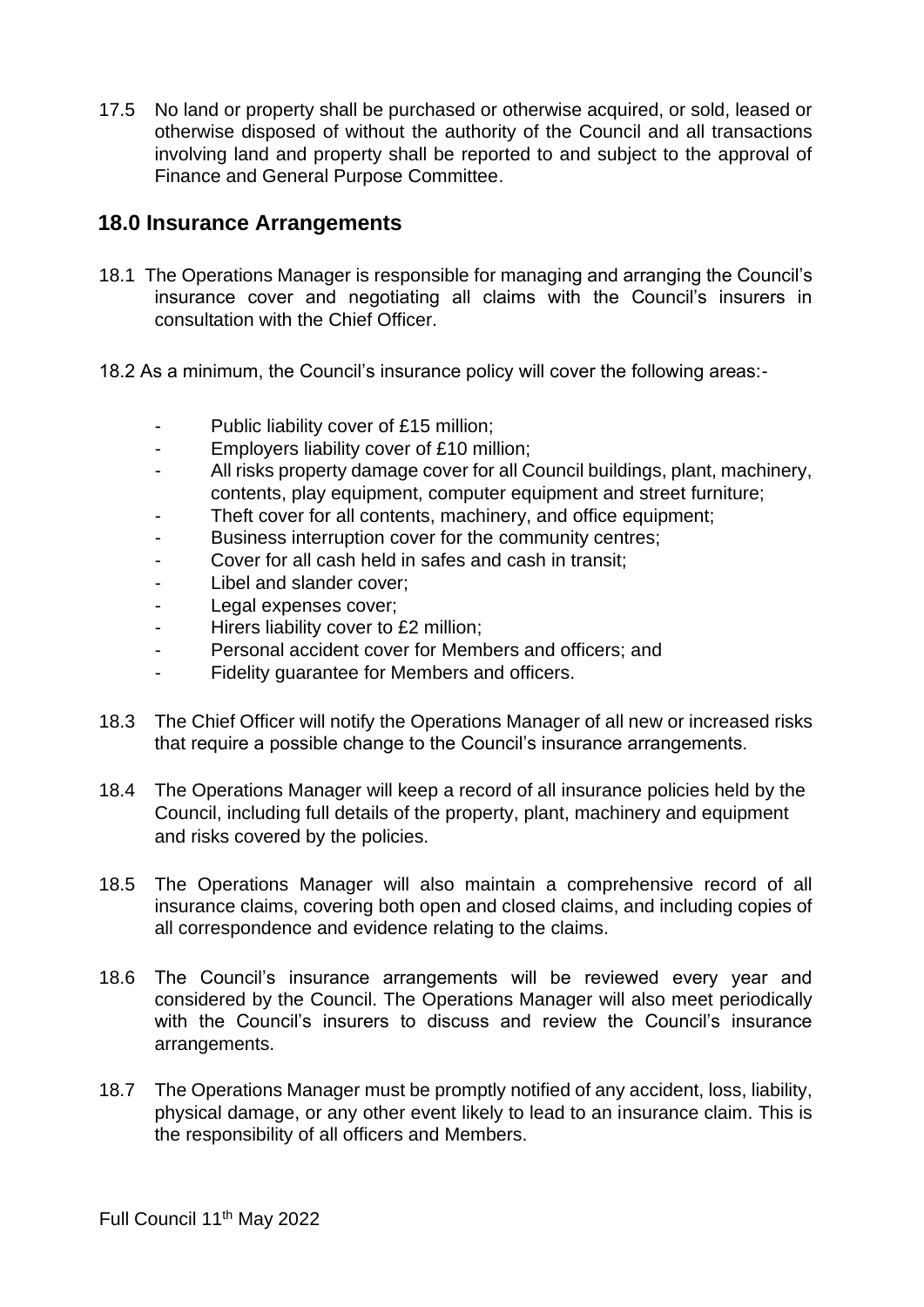17.5 No land or property shall be purchased or otherwise acquired, or sold, leased or otherwise disposed of without the authority of the Council and all transactions involving land and property shall be reported to and subject to the approval of Finance and General Purpose Committee.

## 18.0 Insurance Arrangements

18.1 The Operations Manager is responsible for managing and arranging the Council's insurance cover and negotiating all claims with the Council's insurers in consultation with the Chief Officer.

18.2 As a minimum, the Council's insurance policy will cover the following areas:-

- Public liability cover of £15 million;
- Employers liability cover of £10 million;
- All risks property damage cover for all Council buildings, plant, machinery, contents, play equipment, computer equipment and street furniture;
- Theft cover for all contents, machinery, and office equipment;
- Business interruption cover for the community centres;
- Cover for all cash held in safes and cash in transit;
- Libel and slander cover;
- Legal expenses cover;
- Hirers liability cover to £2 million;
- Personal accident cover for Members and officers; and
- Fidelity guarantee for Members and officers.

18.3 The Chief Officer will notify the Operations Manager of all new or increased risks that require a possible change to the Council's insurance arrangements.

18.4 The Operations Manager will keep a record of all insurance policies held by the Council, including full details of the property, plant, machinery and equipment and risks covered by the policies.

18.5 The Operations Manager will also maintain a comprehensive record of all insurance claims, covering both open and closed claims, and including copies of all correspondence and evidence relating to the claims.

18.6 The Council's insurance arrangements will be reviewed every year and considered by the Council. The Operations Manager will also meet periodically with the Council's insurers to discuss and review the Council's insurance arrangements.

18.7 The Operations Manager must be promptly notified of any accident, loss, liability, physical damage, or any other event likely to lead to an insurance claim. This is the responsibility of all officers and Members.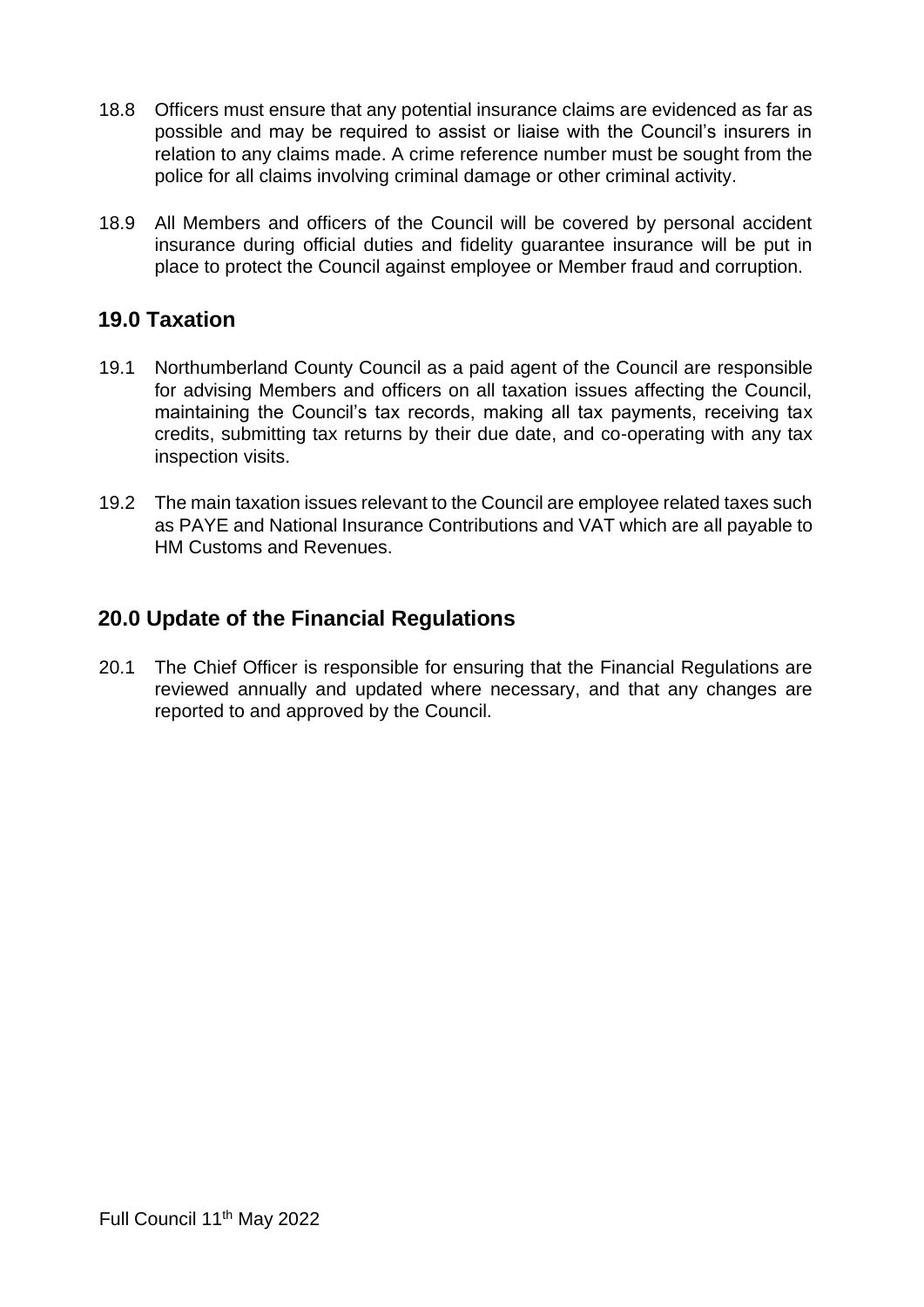18.8 Officers must ensure that any potential insurance claims are evidenced as far as possible and may be required to assist or liaise with the Council's insurers in relation to any claims made. A crime reference number must be sought from the police for all claims involving criminal damage or other criminal activity.

18.9 All Members and officers of the Council will be covered by personal accident insurance during official duties and fidelity guarantee insurance will be put in place to protect the Council against employee or Member fraud and corruption.

## 19.0 Taxation

19.1 Northumberland County Council as a paid agent of the Council are responsible for advising Members and officers on all taxation issues affecting the Council, maintaining the Council's tax records, making all tax payments, receiving tax credits, submitting tax returns by their due date, and co-operating with any tax inspection visits.

19.2 The main taxation issues relevant to the Council are employee related taxes such as PAYE and National Insurance Contributions and VAT which are all payable to HM Customs and Revenues.

## 20.0 Update of the Financial Regulations

20.1 The Chief Officer is responsible for ensuring that the Financial Regulations are reviewed annually and updated where necessary, and that any changes are reported to and approved by the Council.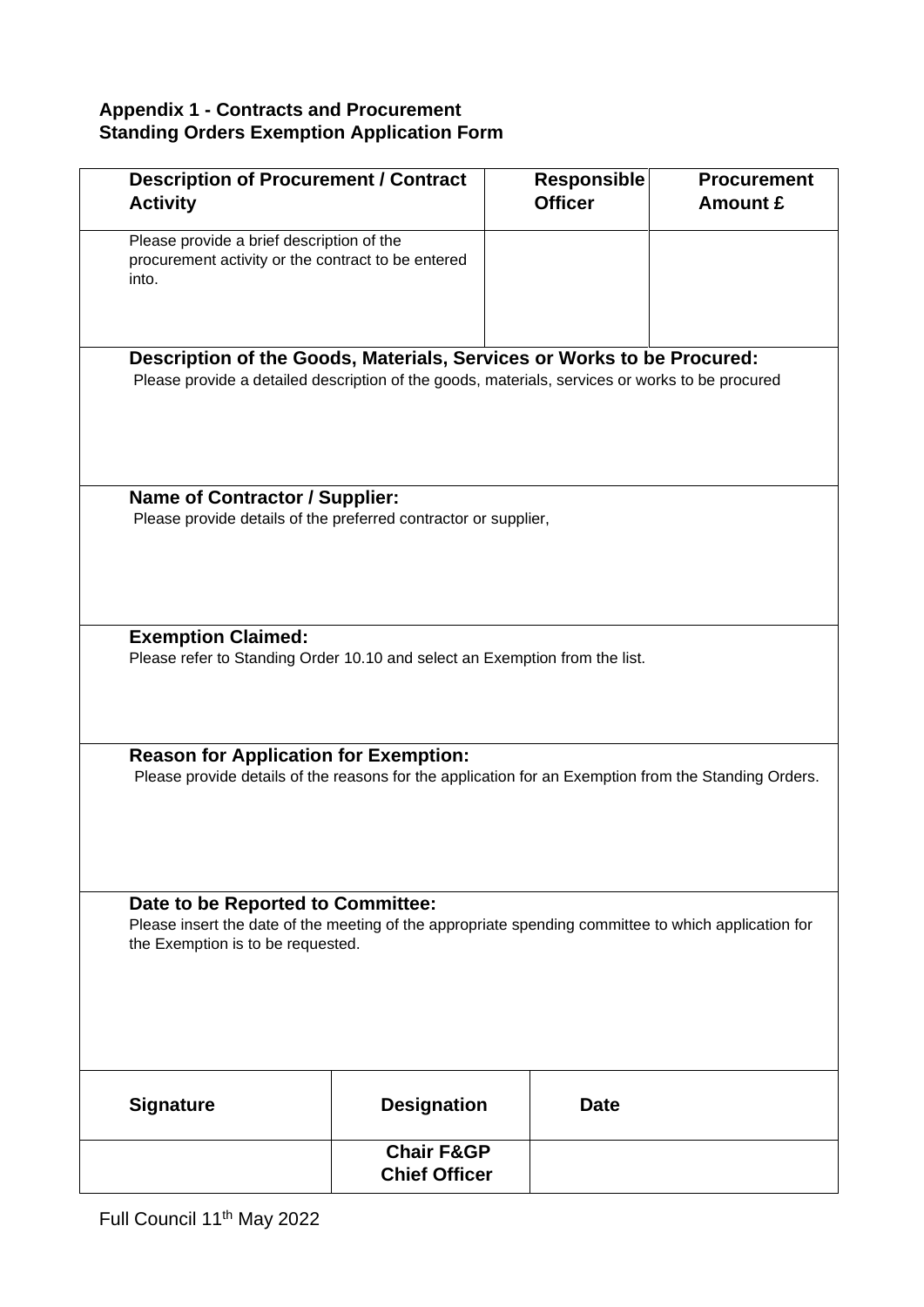**Appendix 1 - Contracts and Procurement**
**Standing Orders Exemption Application Form**

| **Description of Procurement / Contract Activity** | **Responsible Officer** | **Procurement Amount £** |
|---|---|---|
| Please provide a brief description of the procurement activity or the contract to be entered into. | | |

**Description of the Goods, Materials, Services or Works to be Procured:**
Please provide a detailed description of the goods, materials, services or works to be procured

**Name of Contractor / Supplier:**
Please provide details of the preferred contractor or supplier,

**Exemption Claimed:**
Please refer to Standing Order 10.10 and select an Exemption from the list.

**Reason for Application for Exemption:**
Please provide details of the reasons for the application for an Exemption from the Standing Orders.

**Date to be Reported to Committee:**
Please insert the date of the meeting of the appropriate spending committee to which application for the Exemption is to be requested.

| **Signature** | **Designation** | **Date** |
|---|---|---|
| | **Chair F&GP**<br>**Chief Officer** | |

Full Council 11th May 2022